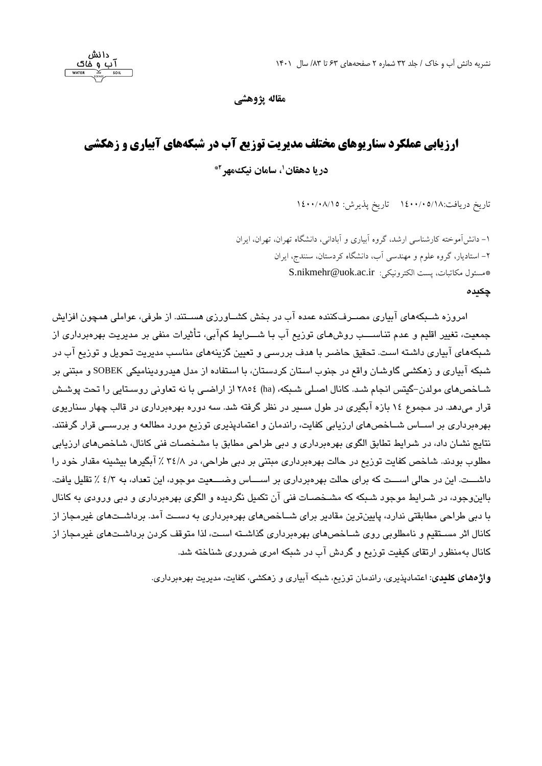**مقاله پژوهشی**

# ارزیابی عملکرد سناریوهای مختلف مدیریت توزیع آب در شبکه‌های آبیاری و زهکشی

**دریا دهقان[1]، سامان نیک‌مهر[2]***

تاریخ دریافت:۱۴۰۰/۰۵/۱۸ تاریخ پذیرش: ۱۴۰۰/۰۸/۱۵

۱- دانش‌آموخته کارشناسی ارشد، گروه آبیاری و آبادانی، دانشگاه تهران، تهران، ایران

۲- استادیار، گروه علوم و مهندسی آب، دانشگاه کردستان، سنندج، ایران

*مسئول مکاتبات، پست الکترونیکی: S.nikmehr@uok.ac.ir

## چکیده

امروزه شبکه‌های آبیاری مصرف‌کننده عمده آب در بخش کشاورزی هستند. از طرفی، عواملی همچون افزایش جمعیت، تغییر اقلیم و عدم تناسب روش‌های توزیع آب با شرایط کم‌آبی، تأثیرات منفی بر مدیریت بهره‌برداری از شبکه‌های آبیاری داشته است. تحقیق حاضر با هدف بررسی و تعیین گزینه‌های مناسب مدیریت تحویل و توزیع آب در شبکه آبیاری و زهکشی گاوشان واقع در جنوب استان کردستان، با استفاده از مدل هیدرودینامیکی SOBEK و مبتنی بر شاخص‌های مولدن-گیتس انجام شد. کانال اصلی شبکه، (ha) ۲۸۵۴ از اراضی با نه تعاونی روستایی را تحت پوشش قرار می‌دهد. در مجموع ۱۴ بازه آبگیری در طول مسیر در نظر گرفته شد. سه دوره بهره‌برداری در قالب چهار سناریوی بهره‌برداری بر اساس شاخص‌های ارزیابی کفایت، راندمان و اعتمادپذیری توزیع مورد مطالعه و بررسی قرار گرفتند. نتایج نشان داد، در شرایط تطابق الگوی بهره‌برداری و دبی طراحی مطابق با مشخصات فنی کانال، شاخص‌های ارزیابی مطلوب بودند. شاخص کفایت توزیع در حالت بهره‌برداری مبتنی بر دبی طراحی، در ۳۴/۸ ٪ آبگیرها بیشینه مقدار خود را داشت. این در حالی است که برای حالت بهره‌برداری بر اساس وضعیت موجود، این تعداد، به ۴/۳ ٪ تقلیل یافت. بااین‌وجود، در شرایط موجود شبکه که مشخصات فنی آن تکمیل نگردیده و الگوی بهره‌برداری و دبی ورودی به کانال با دبی طراحی مطابقتی ندارد، پایین‌ترین مقادیر برای شاخص‌های بهره‌برداری به دست آمد. برداشت‌های غیرمجاز از کانال اثر مستقیم و نامطلوبی روی شاخص‌های بهره‌برداری گذاشته است، لذا متوقف کردن برداشت‌های غیرمجاز از کانال به‌منظور ارتقای کیفیت توزیع و گردش آب در شبکه امری ضروری شناخته شد.

**واژه‌های کلیدی**: اعتمادپذیری، راندمان توزیع، شبکه آبیاری و زهکشی، کفایت، مدیریت بهره‌برداری.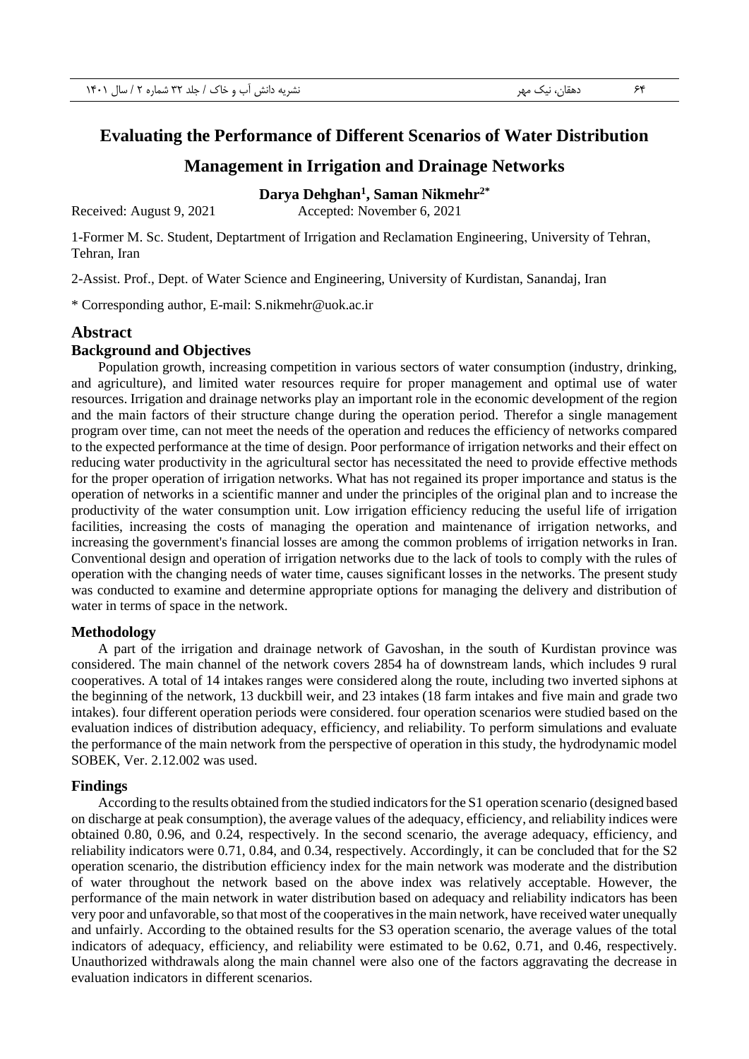# Evaluating the Performance of Different Scenarios of Water Distribution Management in Irrigation and Drainage Networks

**Darya Dehghan[1], Saman Nikmehr[2*]**

Received: August 9, 2021 Accepted: November 6, 2021

1-Former M. Sc. Student, Deptartment of Irrigation and Reclamation Engineering, University of Tehran, Tehran, Iran

2-Assist. Prof., Dept. of Water Science and Engineering, University of Kurdistan, Sanandaj, Iran

* Corresponding author, E-mail: S.nikmehr@uok.ac.ir

## Abstract

### Background and Objectives

Population growth, increasing competition in various sectors of water consumption (industry, drinking, and agriculture), and limited water resources require for proper management and optimal use of water resources. Irrigation and drainage networks play an important role in the economic development of the region and the main factors of their structure change during the operation period. Therefor a single management program over time, can not meet the needs of the operation and reduces the efficiency of networks compared to the expected performance at the time of design. Poor performance of irrigation networks and their effect on reducing water productivity in the agricultural sector has necessitated the need to provide effective methods for the proper operation of irrigation networks. What has not regained its proper importance and status is the operation of networks in a scientific manner and under the principles of the original plan and to increase the productivity of the water consumption unit. Low irrigation efficiency reducing the useful life of irrigation facilities, increasing the costs of managing the operation and maintenance of irrigation networks, and increasing the government's financial losses are among the common problems of irrigation networks in Iran. Conventional design and operation of irrigation networks due to the lack of tools to comply with the rules of operation with the changing needs of water time, causes significant losses in the networks. The present study was conducted to examine and determine appropriate options for managing the delivery and distribution of water in terms of space in the network.

### Methodology

A part of the irrigation and drainage network of Gavoshan, in the south of Kurdistan province was considered. The main channel of the network covers 2854 ha of downstream lands, which includes 9 rural cooperatives. A total of 14 intakes ranges were considered along the route, including two inverted siphons at the beginning of the network, 13 duckbill weir, and 23 intakes (18 farm intakes and five main and grade two intakes). four different operation periods were considered. four operation scenarios were studied based on the evaluation indices of distribution adequacy, efficiency, and reliability. To perform simulations and evaluate the performance of the main network from the perspective of operation in this study, the hydrodynamic model SOBEK, Ver. 2.12.002 was used.

### Findings

According to the results obtained from the studied indicators for the S1 operation scenario (designed based on discharge at peak consumption), the average values of the adequacy, efficiency, and reliability indices were obtained 0.80, 0.96, and 0.24, respectively. In the second scenario, the average adequacy, efficiency, and reliability indicators were 0.71, 0.84, and 0.34, respectively. Accordingly, it can be concluded that for the S2 operation scenario, the distribution efficiency index for the main network was moderate and the distribution of water throughout the network based on the above index was relatively acceptable. However, the performance of the main network in water distribution based on adequacy and reliability indicators has been very poor and unfavorable, so that most of the cooperatives in the main network, have received water unequally and unfairly. According to the obtained results for the S3 operation scenario, the average values of the total indicators of adequacy, efficiency, and reliability were estimated to be 0.62, 0.71, and 0.46, respectively. Unauthorized withdrawals along the main channel were also one of the factors aggravating the decrease in evaluation indicators in different scenarios.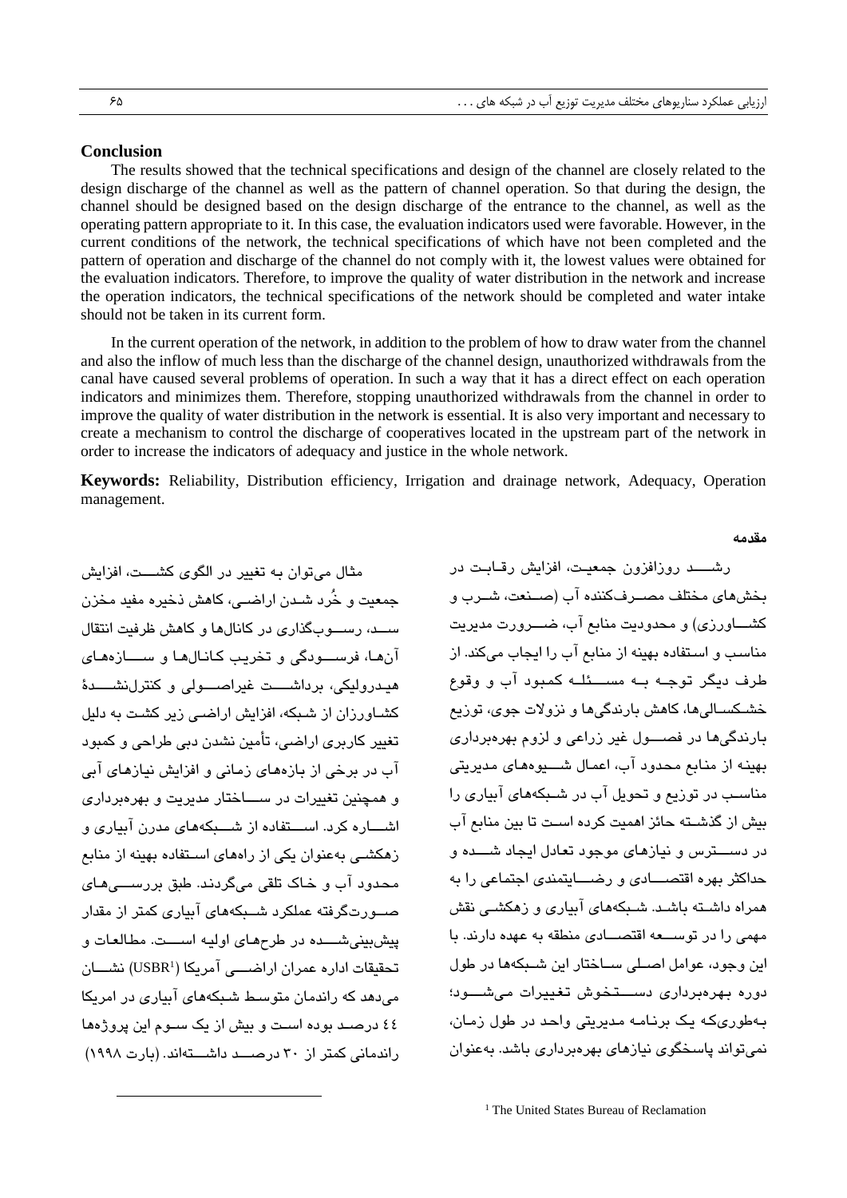## Conclusion

The results showed that the technical specifications and design of the channel are closely related to the design discharge of the channel as well as the pattern of channel operation. So that during the design, the channel should be designed based on the design discharge of the entrance to the channel, as well as the operating pattern appropriate to it. In this case, the evaluation indicators used were favorable. However, in the current conditions of the network, the technical specifications of which have not been completed and the pattern of operation and discharge of the channel do not comply with it, the lowest values were obtained for the evaluation indicators. Therefore, to improve the quality of water distribution in the network and increase the operation indicators, the technical specifications of the network should be completed and water intake should not be taken in its current form.

In the current operation of the network, in addition to the problem of how to draw water from the channel and also the inflow of much less than the discharge of the channel design, unauthorized withdrawals from the canal have caused several problems of operation. In such a way that it has a direct effect on each operation indicators and minimizes them. Therefore, stopping unauthorized withdrawals from the channel in order to improve the quality of water distribution in the network is essential. It is also very important and necessary to create a mechanism to control the discharge of cooperatives located in the upstream part of the network in order to increase the indicators of adequacy and justice in the whole network.

**Keywords:** Reliability, Distribution efficiency, Irrigation and drainage network, Adequacy, Operation management.

## مقدمه

رشد روزافزون جمعیت، افزایش رقابت در بخش‌های مختلف مصرف‌کننده آب (صنعت، شرب و کشاورزی) و محدودیت منابع آب، ضرورت مدیریت مناسب و استفاده بهینه از منابع آب را ایجاب می‌کند. از طرف دیگر توجه به مسئله کمبود آب و وقوع خشکسالی‌ها، کاهش بارندگی‌ها و نزولات جوی، توزیع بارندگی‌ها در فصول غیر زراعی و لزوم بهره‌برداری بهینه از منابع محدود آب، اعمال شیوه‌های مدیریتی مناسب در توزیع و تحویل آب در شبکه‌های آبیاری را بیش از گذشته حائز اهمیت کرده است تا بین منابع آب در دسترس و نیازهای موجود تعادل ایجاد شده و حداکثر بهره اقتصادی و رضایتمندی اجتماعی را به همراه داشته باشد. شبکه‌های آبیاری و زهکشی نقش مهمی را در توسعه اقتصادی منطقه به عهده دارند. با این وجود، عوامل اصلی ساختار این شبکه‌ها در طول دوره بهره‌برداری دستخوش تغییرات می‌شود؛ به‌طوری‌که یک برنامه مدیریتی واحد در طول زمان، نمی‌تواند پاسخگوی نیازهای بهره‌برداری باشد. به‌عنوان مثال می‌توان به تغییر در الگوی کشت، افزایش جمعیت و خُرد شدن اراضی، کاهش ذخیره مفید مخزن سد، رسوب‌گذاری در کانال‌ها و کاهش ظرفیت انتقال آن‌ها، فرسودگی و تخریب کانال‌ها و سازه‌های هیدرولیکی، برداشت غیراصولی و کنترل‌نشدهٔ کشاورزان از شبکه، افزایش اراضی زیر کشت به دلیل تغییر کاربری اراضی، تأمین نشدن دبی طراحی و کمبود آب در برخی از بازه‌های زمانی و افزایش نیازهای آبی و همچنین تغییرات در ساختار مدیریت و بهره‌برداری اشاره کرد. استفاده از شبکه‌های مدرن آبیاری و زهکشی به‌عنوان یکی از راه‌های استفاده بهینه از منابع محدود آب و خاک تلقی می‌گردند. طبق بررسی‌های صورت‌گرفته عملکرد شبکه‌های آبیاری کمتر از مقدار پیش‌بینی‌شده در طرح‌های اولیه است. مطالعات و تحقیقات اداره عمران اراضی آمریکا (USBR[1]) نشان می‌دهد که راندمان متوسط شبکه‌های آبیاری در امریکا ٤٤ درصد بوده است و بیش از یک سوم این پروژه‌ها راندمانی کمتر از ۳۰ درصد داشته‌اند. (بارت ۱۹۹۸)

[1] The United States Bureau of Reclamation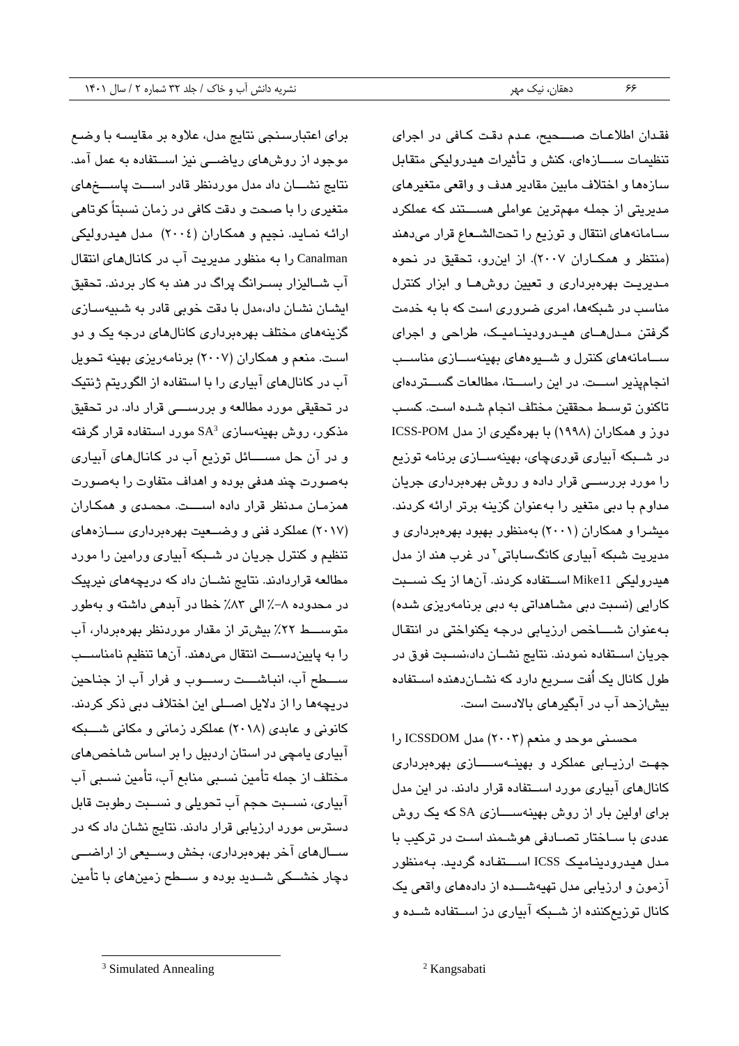فقدان اطلاعات صحیح، عدم دقت کافی در اجرای تنظیمات سازه‌ای، کنش و تأثیرات هیدرولیکی متقابل سازه‌ها و اختلاف مابین مقادیر هدف و واقعی متغیرهای مدیریتی از جمله مهم‌ترین عواملی هستند که عملکرد سامانه‌های انتقال و توزیع را تحت‌الشعاع قرار می‌دهند (منتظر و همکاران ۲۰۰۷). از این‌رو، تحقیق در نحوه مدیریت بهره‌برداری و تعیین روش‌ها و ابزار کنترل مناسب در شبکه‌ها، امری ضروری است که با به خدمت گرفتن مدل‌های هیدرودینامیک، طراحی و اجرای سامانه‌های کنترل و شیوه‌های بهینه‌سازی مناسب انجام‌پذیر است. در این راستا، مطالعات گسترده‌ای تاکنون توسط محققین مختلف انجام شده است. کسب دوز و همکاران (۱۹۹۸) با بهره‌گیری از مدل ICSS-POM در شبکه آبیاری قوری‌چای، بهینه‌سازی برنامه توزیع را مورد بررسی قرار داده و روش بهره‌برداری جریان مداوم با دبی متغیر را به‌عنوان گزینه برتر ارائه کردند. میشرا و همکاران (۲۰۰۱) به‌منظور بهبود بهره‌برداری و مدیریت شبکه آبیاری کانگ‌ساباتی[2] در غرب هند از مدل هیدرولیکی Mike11 استفاده کردند. آن‌ها از یک نسبت کارایی (نسبت دبی مشاهداتی به دبی برنامه‌ریزی شده) به‌عنوان شاخص ارزیابی درجه یکنواختی در انتقال جریان استفاده نمودند. نتایج نشان داد،نسبت فوق در طول کانال یک اُفت سریع دارد که نشان‌دهنده استفاده بیش‌ازحد آب در آبگیرهای بالادست است.

محسنی موحد و منعم (۲۰۰۳) مدل ICSSDOM را جهت ارزیابی عملکرد و بهینه‌سازی بهره‌برداری کانال‌های آبیاری مورد استفاده قرار دادند. در این مدل برای اولین بار از روش بهینه‌سازی SA که یک روش عددی با ساختار تصادفی هوشمند است در ترکیب با مدل هیدرودینامیک ICSS استفاده گردید. به‌منظور آزمون و ارزیابی مدل تهیه‌شده از داده‌های واقعی یک کانال توزیع‌کننده از شبکه آبیاری دز استفاده شده و برای اعتبارسنجی نتایج مدل، علاوه بر مقایسه با وضع موجود از روش‌های ریاضی نیز استفاده به عمل آمد. نتایج نشان داد مدل موردنظر قادر است پاسخ‌های متغیری را با صحت و دقت کافی در زمان نسبتاً کوتاهی ارائه نماید. نجیم و همکاران (۲۰۰٤) مدل هیدرولیکی Canalman را به منظور مدیریت آب در کانال‌های انتقال آب شالیزار بسرانگ پراگ در هند به کار بردند. تحقیق ایشان نشان داد،مدل با دقت خوبی قادر به شبیه‌سازی گزینه‌های مختلف بهره‌برداری کانال‌های درجه یک و دو است. منعم و همکاران (۲۰۰۷) برنامه‌ریزی بهینه تحویل آب در کانال‌های آبیاری را با استفاده از الگوریتم ژنتیک در تحقیقی مورد مطالعه و بررسی قرار داد. در تحقیق مذکور، روش بهینه‌سازی $SA^3$ مورد استفاده قرار گرفته و در آن حل مسائل توزیع آب در کانال‌های آبیاری به‌صورت چند هدفی بوده و اهداف متفاوت را به‌صورت همزمان مدنظر قرار داده است. محمدی و همکاران (۲۰۱۷) عملکرد فنی و وضعیت بهره‌برداری سازه‌های تنظیم و کنترل جریان در شبکه آبیاری ورامین را مورد مطالعه قراردادند. نتایج نشان داد که دریچه‌های نیرپیک در محدوده ۸-٪ الی ۸۳٪ خطا در آبدهی داشته و به‌طور متوسط ۲۲٪ بیش‌تر از مقدار موردنظر بهره‌بردار، آب را به پایین‌دست انتقال می‌دهند. آن‌ها تنظیم نامناسب سطح آب، انباشت رسوب و فرار آب از جناحین دریچه‌ها را از دلایل اصلی این اختلاف دبی ذکر کردند. کانونی و عابدی (۲۰۱۸) عملکرد زمانی و مکانی شبکه آبیاری یامچی در استان اردبیل را بر اساس شاخص‌های مختلف از جمله تأمین نسبی منابع آب، تأمین نسبی آب آبیاری، نسبت حجم آب تحویلی و نسبت رطوبت قابل دسترس مورد ارزیابی قرار دادند. نتایج نشان داد که در سال‌های آخر بهره‌برداری، بخش وسیعی از اراضی دچار خشکی شدید بوده و سطح زمین‌های با تأمین

---

[2] Kangsabati

[3] Simulated Annealing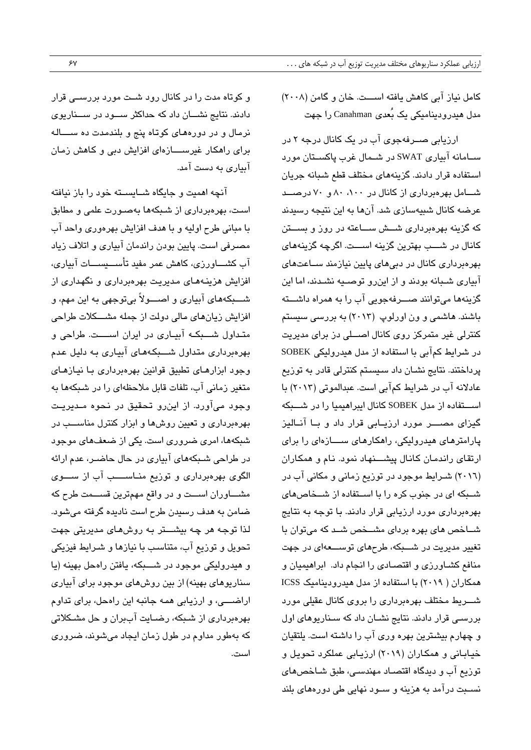کامل نیاز آبی کاهش یافته است. خان و گامن (۲۰۰۸) مدل هیدرودینامیکی یک بُعدی Canahman را جهت

ارزیابی صرفه‌جوی آب در یک کانال درجه ۲ در سامانه آبیاری SWAT در شمال غرب پاکستان مورد استفاده قرار دادند. گزینه‌های مختلف قطع شبانه جریان شامل بهره‌برداری از کانال در ۱۰۰، ۸۰ و ۷۰ درصد عرضه کانال شبیه‌سازی شد. آن‌ها به این نتیجه رسیدند که گزینه بهره‌برداری شش ساعته در روز و بستن کانال در شب بهترین گزینه است. اگرچه گزینه‌های بهره‌برداری کانال در دبی‌های پایین نیازمند ساعت‌های آبیاری شبانه بودند و از این‌رو توصیه نشدند، اما این گزینه‌ها می‌توانند صرفه‌جویی آب را به همراه داشته باشند. هاشمی و ون اورلوپ (۲۰۱۳) به بررسی سیستم کنترلی غیر متمرکز روی کانال اصلی دز برای مدیریت در شرایط کم‌آبی با استفاده از مدل هیدرولیکی SOBEK پرداختند. نتایج نشان داد سیستم کنترلی قادر به توزیع عادلانه آب در شرایط کم‌آبی است. عبدالموتی (۲۰۱۳) با استفاده از مدل SOBEK کانال ابیراهیمیا را در شبکه گیزای مصر مورد ارزیابی قرار داد و با آنالیز پارامترهای هیدرولیکی، راهکارهای سازه‌ای را برای ارتقای راندمان کانال پیشنهاد نمود. نام و همکاران (۲۰۱۶) شرایط موجود در توزیع زمانی و مکانی آب در شبکه ای در جنوب کره را با استفاده از شخاص‌های بهره‌برداری مورد ارزیابی قرار دادند. با توجه به نتایج شاخص های بهره بردای مشخص شد که می‌توان با تغییر مدیریت در شبکه، طرح‌های توسعه‌ای در جهت منافع کشاورزی و اقتصادی را انجام داد. ابراهیمیان و همکاران ( ۲۰۱۹) با استفاده از مدل هیدرودینامیک ICSS شریط مختلف بهره‌برداری را بروی کانال عقیلی مورد بررسی قرار دادند. نتایج نشان داد که سناریوهای اول و چهارم بیشترین بهره وری آب را داشته است. یلتقیان خیابانی و همکاران (۲۰۱۹) ارزیابی عملکرد تحویل و توزیع آب و دیدگاه اقتصاد مهندسی، طبق شاخص‌های نسبت درآمد به هزینه و سود نهایی طی دوره‌های بلند و کوتاه مدت را در کانال رود شت مورد بررسی قرار دادند. نتایج نشان داد که حداکثر سود در سناریوی نرمال و در دوره‌های کوتاه پنج و بلندمدت ده ساله برای راهکار غیرسازه‌ای افزایش دبی و کاهش زمان آبیاری به دست آمد.

آنچه اهمیت و جایگاه شایسته خود را باز نیافته است، بهره‌برداری از شبکه‌ها به‌صورت علمی و مطابق با مبانی طرح اولیه و با هدف افزایش بهره‌وری واحد آب مصرفی است. پایین بودن راندمان آبیاری و اتلاف زیاد آب کشاورزی، کاهش عمر مفید تأسیسات آبیاری، افزایش هزینه‌های مدیریت بهره‌برداری و نگهداری از شبکه‌های آبیاری و اصولاً بی‌توجهی به این مهم، و افزایش زیان‌های مالی دولت از جمله مشکلات طراحی متداول شبکه آبیاری در ایران است. طراحی و بهره‌برداری متداول شبکه‌های آبیاری به دلیل عدم وجود ابزارهای تطبیق قوانین بهره‌برداری با نیازهای متغیر زمانی آب، تلفات قابل ملاحظه‌ای را در شبکه‌ها به وجود می‌آورد. از این‌رو تحقیق در نحوه مدیریت بهره‌برداری و تعیین روش‌ها و ابزار کنترل مناسب در شبکه‌ها، امری ضروری است. یکی از ضعف‌های موجود در طراحی شبکه‌های آبیاری در حال حاضر، عدم ارائه الگوی بهره‌برداری و توزیع مناسب آب از سوی مشاوران است و در واقع مهم‌ترین قسمت طرح که ضامن به هدف رسیدن طرح است نادیده گرفته می‌شود. لذا توجه هر چه بیشتر به روش‌های مدیریتی جهت تحویل و توزیع آب، متناسب با نیازها و شرایط فیزیکی و هیدرولیکی موجود در شبکه، یافتن راه‌حل بهینه (یا سناریوهای بهینه) از بین روش‌های موجود برای آبیاری اراضی، و ارزیابی همه جانبه این راه‌حل، برای تداوم بهره‌برداری از شبکه، رضایت آب‌بران و حل مشکلاتی که به‌طور مداوم در طول زمان ایجاد می‌شوند، ضروری است.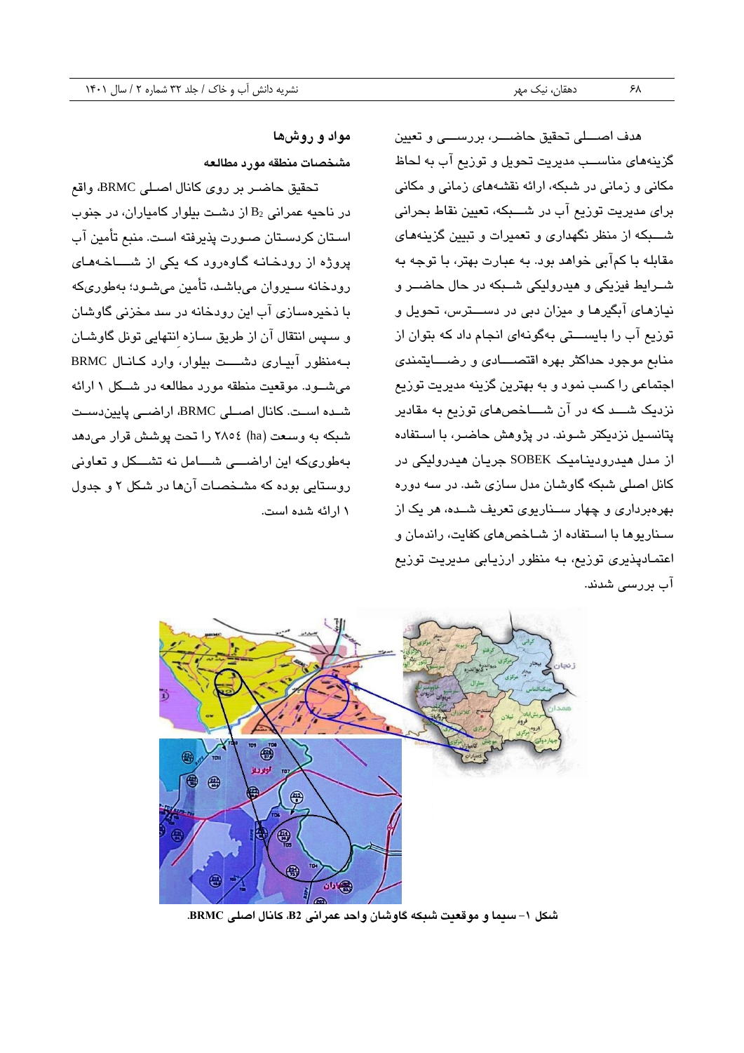هدف اصلی تحقیق حاضر، بررسی و تعیین گزینه‌های مناسب مدیریت تحویل و توزیع آب به لحاظ مکانی و زمانی در شبکه، ارائه نقشه‌های زمانی و مکانی برای مدیریت توزیع آب در شبکه، تعیین نقاط بحرانی شبکه از منظر نگهداری و تعمیرات و تبیین گزینه‌های مقابله با کم‌آبی خواهد بود. به عبارت بهتر، با توجه به شرایط فیزیکی و هیدرولیکی شبکه در حال حاضر و نیازهای آبگیرها و میزان دبی در دسترس، تحویل و توزیع آب را بایستی به‌گونه‌ای انجام داد که بتوان از منابع موجود حداکثر بهره اقتصادی و رضایتمندی اجتماعی را کسب نمود و به بهترین گزینه مدیریت توزیع نزدیک شد که در آن شاخص‌های توزیع به مقادیر پتانسیل نزدیکتر شوند. در پژوهش حاضر، با استفاده از مدل هیدرودینامیک SOBEK جریان هیدرولیکی در کانال اصلی شبکه گاوشان مدل سازی شد. در سه دوره بهره‌برداری و چهار سناریوی تعریف شده، هر یک از سناریوها با استفاده از شاخص‌های کفایت، راندمان و اعتمادپذیری توزیع، به منظور ارزیابی مدیریت توزیع آب بررسی شدند.

## مواد و روش‌ها

### مشخصات منطقه مورد مطالعه

تحقیق حاضر بر روی کانال اصلی BRMC، واقع در ناحیه عمرانی $B_2$ از دشت بیلوار کامیاران، در جنوب استان کردستان صورت پذیرفته است. منبع تأمین آب پروژه از رودخانه گاوه‌رود که یکی از شاخه‌های رودخانه سیروان می‌باشد، تأمین می‌شود؛ به‌طوری‌که با ذخیره‌سازی آب این رودخانه در سد مخزنی گاوشان و سپس انتقال آن از طریق سازه انتهایی تونل گاوشان به‌منظور آبیاری دشت بیلوار، وارد کانال BRMC می‌شود. موقعیت منطقه مورد مطالعه در شکل ۱ ارائه شده است. کانال اصلی BRMC، اراضی پایین‌دست شبکه به وسعت (ha) ۲۸۵٤ را تحت پوشش قرار می‌دهد به‌طوری‌که این اراضی شامل نه تشکل و تعاونی روستایی بوده که مشخصات آن‌ها در شکل ۲ و جدول ۱ ارائه شده است.

**شکل ۱- سیما و موقعیت شبکه گاوشان واحد عمرانی B2، کانال اصلی BRMC.**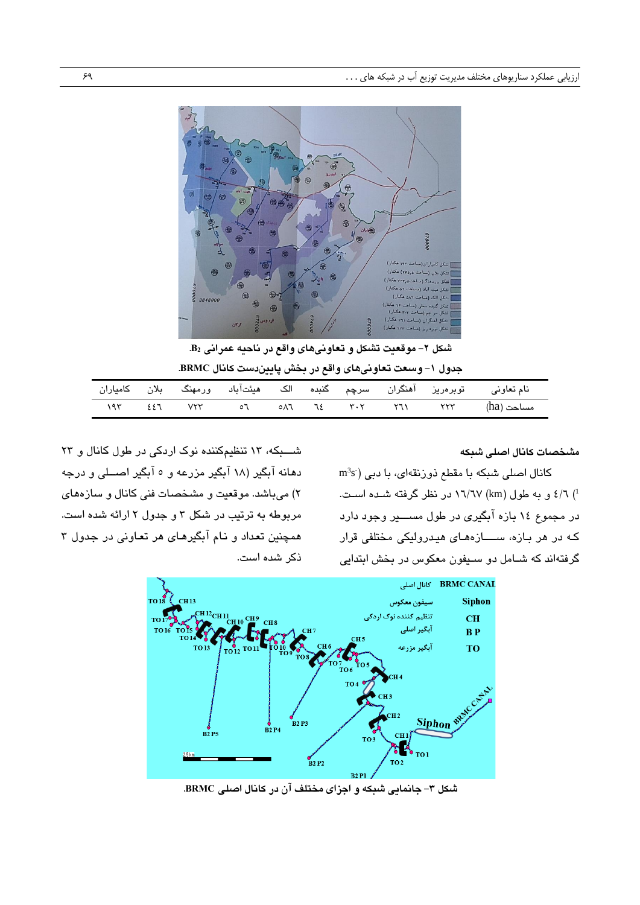شکل ۲- موقعیت تشکل و تعاونی‌های واقع در ناحیه عمرانی B2.

جدول ۱- وسعت تعاونی‌های واقع در بخش پایین‌دست کانال BRMC.

| نام تعاونی | توبره‌ریز | آهنگران | سرچم | گنبده | الک | هیئت‌آباد | ورمهنگ | بلان | کامیاران |
|---|---|---|---|---|---|---|---|---|---|
| مساحت (ha) | ۲۲۳ | ۲٦۱ | ۳۰۲ | ٦٤ | ٥٨٦ | ٥٦ | ۷۲۳ | ٤٤٦ | ۱۹۳ |

### مشخصات کانال اصلی شبکه

کانال اصلی شبکه با مقطع ذوزنقه‌ای، با دبی ($m^3s^{-1}$) ٤/٦ و به طول (km) ١٦/٦٧ در نظر گرفته شده است. در مجموع ١٤ بازه آبگیری در طول مسیر وجود دارد که در هر بازه، سازه‌های هیدرولیکی مختلفی قرار گرفته‌اند که شامل دو سیفون معکوس در بخش ابتدایی شبکه، ١٣ تنظیم‌کننده نوک اردکی در طول کانال و ٢٣ دهانه آبگیر (١٨ آبگیر مزرعه و ٥ آبگیر اصلی و درجه ٢) می‌باشد. موقعیت و مشخصات فنی کانال و سازه‌های مربوطه به ترتیب در شکل ٣ و جدول ٢ ارائه شده است. همچنین تعداد و نام آبگیرهای هر تعاونی در جدول ٣ ذکر شده است.

شکل ۳- جانمایی شبکه و اجزای مختلف آن در کانال اصلی BRMC.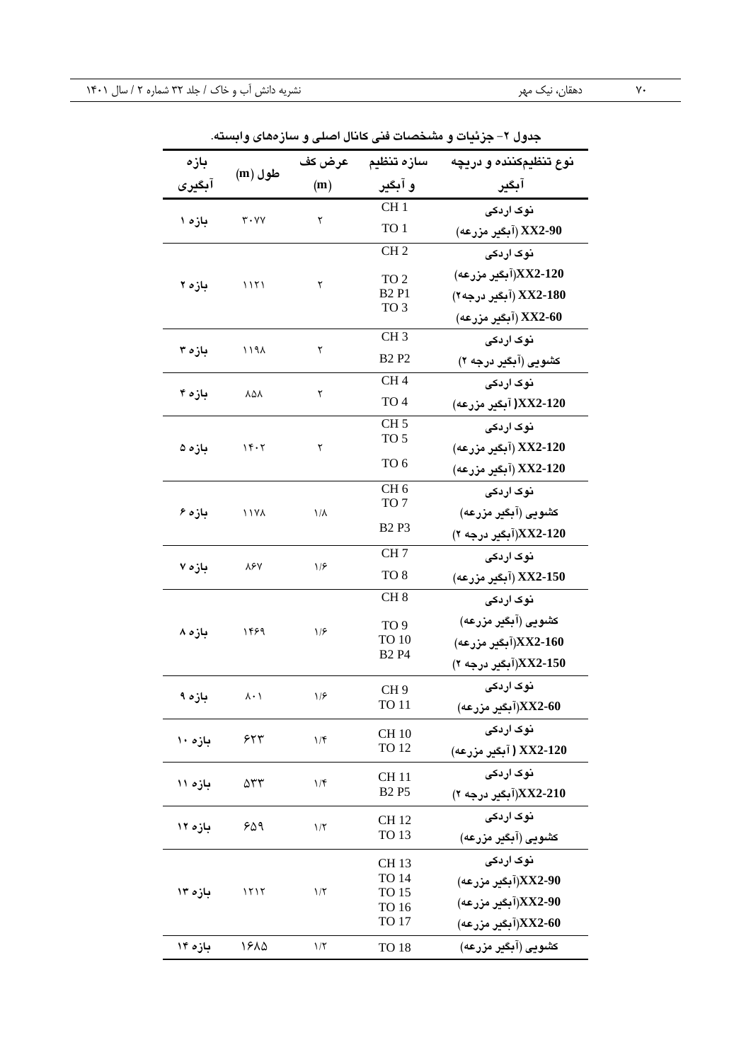جدول ۲- جزئیات و مشخصات فنی کانال اصلی و سازه‌های وابسته.

| بازه آبگیری | طول (m) | عرض کف (m) | سازه تنظیم و آبگیر | نوع تنظیم‌کننده و دریچه آبگیر |
|---|---|---|---|---|
| بازه ۱ | ۳۰۷۷ | ۲ | CH 1<br>TO 1 | نوک اردکی<br>XX2-90 (آبگیر مزرعه) |
| بازه ۲ | ۱۱۲۱ | ۲ | CH 2<br>TO 2<br>B2 P1<br>TO 3 | نوک اردکی<br>XX2-120(آبگیر مزرعه)<br>XX2-180 (آبگیر درجه۲)<br>XX2-60 (آبگیر مزرعه) |
| بازه ۳ | ۱۱۹۸ | ۲ | CH 3<br>B2 P2 | نوک اردکی<br>کشویی (آبگیر درجه ۲) |
| بازه ۴ | ۸۵۸ | ۲ | CH 4<br>TO 4 | نوک اردکی<br>XX2-120( آبگیر مزرعه) |
| بازه ۵ | ۱۴۰۲ | ۲ | CH 5<br>TO 5<br>TO 6 | نوک اردکی<br>XX2-120 (آبگیر مزرعه)<br>XX2-120 (آبگیر مزرعه) |
| بازه ۶ | ۱۱۷۸ | ۱/۸ | CH 6<br>TO 7<br>B2 P3 | نوک اردکی<br>کشویی (آبگیر مزرعه)<br>XX2-120(آبگیر درجه ۲) |
| بازه ۷ | ۸۶۷ | ۱/۶ | CH 7<br>TO 8 | نوک اردکی<br>XX2-150 (آبگیر مزرعه) |
| بازه ۸ | ۱۴۶۹ | ۱/۶ | CH 8<br>TO 9<br>TO 10<br>B2 P4 | نوک اردکی<br>کشویی (آبگیر مزرعه)<br>XX2-160(آبگیر مزرعه)<br>XX2-150(آبگیر درجه ۲) |
| بازه ۹ | ۸۰۱ | ۱/۶ | CH 9<br>TO 11 | نوک اردکی<br>XX2-60(آبگیر مزرعه) |
| بازه ۱۰ | ۶۲۳ | ۱/۴ | CH 10<br>TO 12 | نوک اردکی<br>XX2-120 ( آبگیر مزرعه) |
| بازه ۱۱ | ۵۳۳ | ۱/۴ | CH 11<br>B2 P5 | نوک اردکی<br>XX2-210(آبگیر درجه ۲) |
| بازه ۱۲ | ۶۵۹ | ۱/۲ | CH 12<br>TO 13 | نوک اردکی<br>کشویی (آبگیر مزرعه) |
| بازه ۱۳ | ۱۲۱۲ | ۱/۲ | CH 13<br>TO 14<br>TO 15<br>TO 16<br>TO 17 | نوک اردکی<br>XX2-90(آبگیر مزرعه)<br>XX2-90(آبگیر مزرعه)<br>XX2-60(آبگیر مزرعه) |
| بازه ۱۴ | ۱۶۸۵ | ۱/۲ | TO 18 | کشویی (آبگیر مزرعه) |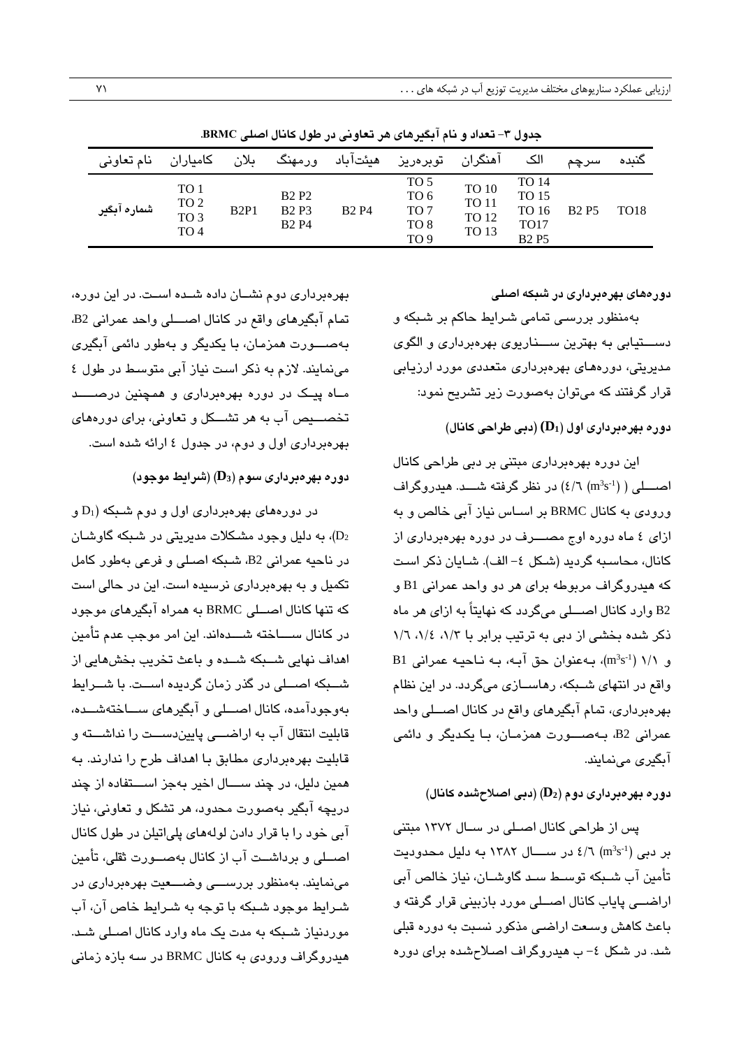**جدول ۳- تعداد و نام آبگیرهای هر تعاونی در طول کانال اصلی BRMC.**

| نام تعاونی | کامیاران | بلان | ورمهنگ | هیئت‌آباد | توبره‌ریز | آهنگران | الک | سرچم | گنبده |
|---|---|---|---|---|---|---|---|---|---|
| شماره آبگیر | TO 1 TO 2 TO 3 TO 4 | B2P1 | B2 P2 B2 P3 B2 P4 | B2 P4 | TO 5 TO 6 TO 7 TO 8 TO 9 | TO 10 TO 11 TO 12 TO 13 | TO 14 TO 15 TO 16 TO17 B2 P5 | B2 P5 | TO18 |

**دوره‌های بهره‌برداری در شبکه اصلی**

به‌منظور بررسی تمامی شرایط حاکم بر شبکه و دستیابی به بهترین سناریوی بهره‌برداری و الگوی مدیریتی، دوره‌های بهره‌برداری متعددی مورد ارزیابی قرار گرفتند که می‌توان به‌صورت زیر تشریح نمود:

**دوره بهره‌برداری اول ($D_1$) (دبی طراحی کانال)**

این دوره بهره‌برداری مبتنی بر دبی طراحی کانال اصلی ( ($m^3s^{-1}$) ٤/٦) در نظر گرفته شد. هیدروگراف ورودی به کانال BRMC بر اساس نیاز آبی خالص و به ازای ٤ ماه دوره اوج مصرف در دوره بهره‌برداری از کانال، محاسبه گردید (شکل ٤- الف). شایان ذکر است که هیدروگراف مربوطه برای هر دو واحد عمرانی B1 و B2 وارد کانال اصلی می‌گردد که نهایتاً به ازای هر ماه ذکر شده بخشی از دبی به ترتیب برابر با ۱/۳، ۱/٤، ۱/٦ و ۱/۱ ($m^3s^{-1}$)، به‌عنوان حق آبه، به ناحیه عمرانی B1 واقع در انتهای شبکه، رهاسازی می‌گردد. در این نظام بهره‌برداری، تمام آبگیرهای واقع در کانال اصلی واحد عمرانی B2، به‌صورت همزمان، با یکدیگر و دائمی آبگیری می‌نمایند.

**دوره بهره‌برداری دوم ($D_2$) (دبی اصلاح‌شده کانال)**

پس از طراحی کانال اصلی در سال ۱۳۷۲ مبتنی بر دبی ($m^3s^{-1}$) ٤/٦ در سال ۱۳۸۲ به دلیل محدودیت تأمین آب شبکه توسط سد گاوشان، نیاز خالص آبی اراضی پایاب کانال اصلی مورد بازبینی قرار گرفته و باعث کاهش وسعت اراضی مذکور نسبت به دوره قبلی شد. در شکل ٤- ب هیدروگراف اصلاح‌شده برای دوره بهره‌برداری دوم نشان داده شده است. در این دوره، تمام آبگیرهای واقع در کانال اصلی واحد عمرانی B2، به‌صورت همزمان، با یکدیگر و به‌طور دائمی آبگیری می‌نمایند. لازم به ذکر است نیاز آبی متوسط در طول ٤ ماه پیک در دوره بهره‌برداری و همچنین درصد تخصیص آب به هر تشکل و تعاونی، برای دوره‌های بهره‌برداری اول و دوم، در جدول ٤ ارائه شده است.

**دوره بهره‌برداری سوم ($D_3$) (شرایط موجود)**

در دوره‌های بهره‌برداری اول و دوم شبکه ($D_1$ و $D_2$)، به دلیل وجود مشکلات مدیریتی در شبکه گاوشان در ناحیه عمرانی B2، شبکه اصلی و فرعی به‌طور کامل تکمیل و به بهره‌برداری نرسیده است. این در حالی است که تنها کانال اصلی BRMC به همراه آبگیرهای موجود در کانال ساخته شده‌اند. این امر موجب عدم تأمین اهداف نهایی شبکه شده و باعث تخریب بخش‌هایی از شبکه اصلی در گذر زمان گردیده است. با شرایط به‌وجودآمده، کانال اصلی و آبگیرهای ساخته‌شده، قابلیت انتقال آب به اراضی پایین‌دست را نداشته و قابلیت بهره‌برداری مطابق با اهداف طرح را ندارند. به همین دلیل، در چند سال اخیر به‌جز استفاده از چند دریچه آبگیر به‌صورت محدود، هر تشکل و تعاونی، نیاز آبی خود را با قرار دادن لوله‌های پلی‌اتیلن در طول کانال اصلی و برداشت آب از کانال به‌صورت ثقلی، تأمین می‌نمایند. به‌منظور بررسی وضعیت بهره‌برداری در شرایط موجود شبکه با توجه به شرایط خاص آن، آب موردنیاز شبکه به مدت یک ماه وارد کانال اصلی شد. هیدروگراف ورودی به کانال BRMC در سه بازه زمانی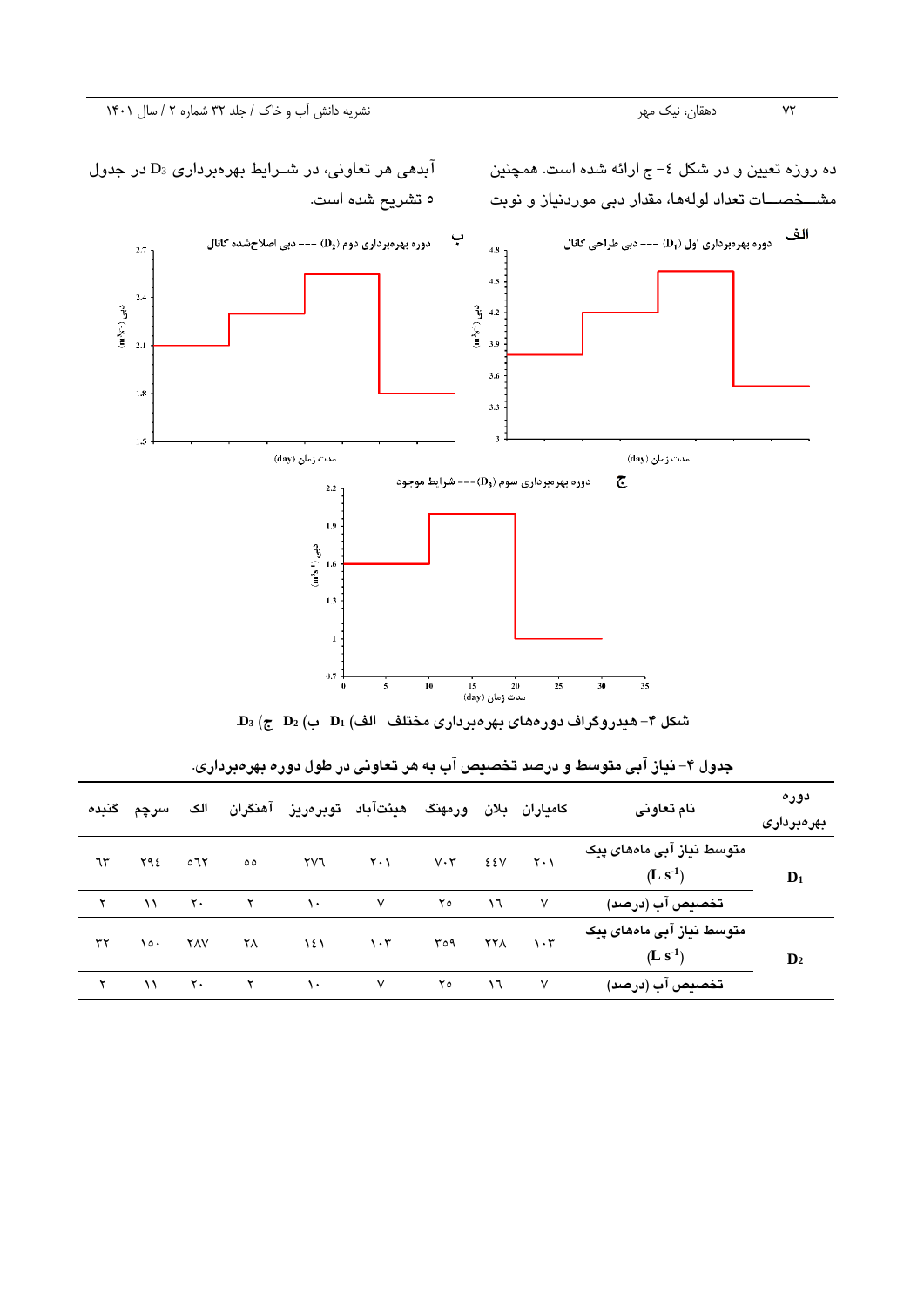ده روزه تعیین و در شکل ٤- ج ارائه شده است. همچنین مشـــخصـــات تعداد لوله‌ها، مقدار دبی موردنیاز و نوبت آبدهی هر تعاونی، در شـرایط بهره‌برداری $D_3$ در جدول ٥ تشریح شده است.

شکل ۴- هیدروگراف دوره‌های بهره‌برداری مختلف الف) $D_1$ ب) $D_2$ ج) $D_3$.

جدول ۴- نیاز آبی متوسط و درصد تخصیص آب به هر تعاونی در طول دوره بهره‌برداری.

| دوره بهره‌برداری | نام تعاونی | کامیاران | بلان | ورمهنگ | هیئت‌آباد | توبره‌ریز | آهنگران | الک | سرچم | کنبده |
|---|---|---|---|---|---|---|---|---|---|---|
| $D_1$ | متوسط نیاز آبی ماه‌های پیک ($L\ s^{-1}$) | ۲۰۱ | ٤٤٧ | ۷۰۳ | ۲۰۱ | ۲۷٦ | ٥٥ | ٥٦۲ | ۲۹٤ | ٦۳ |
| | تخصیص آب (درصد) | ۷ | ۱٦ | ۲٥ | ۷ | ۱۰ | ۲ | ۲۰ | ۱۱ | ۲ |
| $D_2$ | متوسط نیاز آبی ماه‌های پیک ($L\ s^{-1}$) | ۱۰۳ | ۲۲۸ | ۳٥۹ | ۱۰۳ | ۱٤۱ | ۲۸ | ۲۸۷ | ۱٥۰ | ۳۲ |
| | تخصیص آب (درصد) | ۷ | ۱٦ | ۲٥ | ۷ | ۱۰ | ۲ | ۲۰ | ۱۱ | ۲ |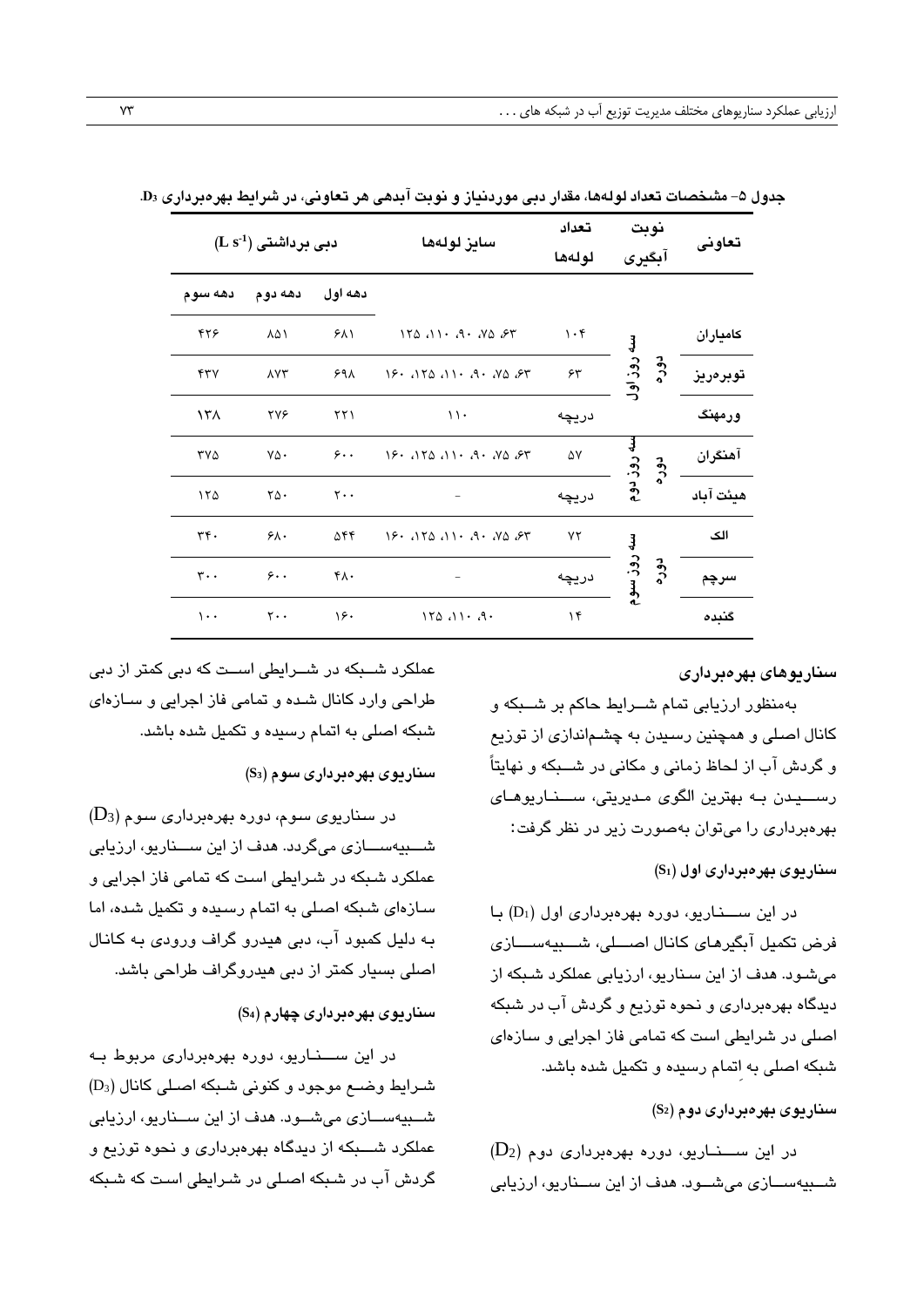جدول ۵- مشخصات تعداد لوله‌ها، مقدار دبی موردنیاز و نوبت آبدهی هر تعاونی، در شرایط بهره‌برداری $D_3$.

| تعاونی | نوبت آبگیری | | تعداد لوله‌ها | سایز لوله‌ها | دبی برداشتی ($L\ s^{-1}$) | | |
|---|---|---|---|---|---|---|---|
| | | | | | دهه اول | دهه دوم | دهه سوم |
| کامیاران | دوره | سه روز اول | ۱۰۴ | ۶۳، ۷۵، ۹۰، ۱۱۰، ۱۲۵ | ۶۸۱ | ۸۵۱ | ۴۲۶ |
| توبره‌ریز | | | ۶۳ | ۶۳، ۷۵، ۹۰، ۱۱۰، ۱۲۵، ۱۶۰ | ۶۹۸ | ۸۷۳ | ۴۳۷ |
| ورمهنگ | | | دریچه | ۱۱۰ | ۲۲۱ | ۲۷۶ | ۱۳۸ |
| آهنگران | دوره | سه روز دوم | ۵۷ | ۶۳، ۷۵، ۹۰، ۱۱۰، ۱۲۵، ۱۶۰ | ۶۰۰ | ۷۵۰ | ۳۷۵ |
| هیئت آباد | | | دریچه | - | ۲۰۰ | ۲۵۰ | ۱۲۵ |
| الک | دوره | سه روز سوم | ۷۲ | ۶۳، ۷۵، ۹۰، ۱۱۰، ۱۲۵، ۱۶۰ | ۵۴۴ | ۶۸۰ | ۳۴۰ |
| سرچم | | | دریچه | - | ۴۸۰ | ۶۰۰ | ۳۰۰ |
| گنبده | | | ۱۴ | ۹۰، ۱۱۰، ۱۲۵ | ۱۶۰ | ۲۰۰ | ۱۰۰ |

### سناریوهای بهره‌برداری

به‌منظور ارزیابی تمام شرایط حاکم بر شبکه و کانال اصلی و همچنین رسیدن به چشم‌اندازی از توزیع و گردش آب از لحاظ زمانی و مکانی در شبکه و نهایتاً رسیدن به بهترین الگوی مدیریتی، سناریوهای بهره‌برداری را می‌توان به‌صورت زیر در نظر گرفت:

#### سناریوی بهره‌برداری اول ($S_1$)

در این سناریو، دوره بهره‌برداری اول ($D_1$) با فرض تکمیل آبگیرهای کانال اصلی، شبیه‌سازی می‌شود. هدف از این سناریو، ارزیابی عملکرد شبکه از دیدگاه بهره‌برداری و نحوه توزیع و گردش آب در شبکه اصلی در شرایطی است که تمامی فاز اجرایی و سازه‌ای شبکه اصلی به اتمام رسیده و تکمیل شده باشد.

#### سناریوی بهره‌برداری دوم ($S_2$)

در این سناریو، دوره بهره‌برداری دوم ($D_2$) شبیه‌سازی می‌شود. هدف از این سناریو، ارزیابی عملکرد شبکه در شرایطی است که دبی کمتر از دبی طراحی وارد کانال شده و تمامی فاز اجرایی و سازه‌ای شبکه اصلی به اتمام رسیده و تکمیل شده باشد.

#### سناریوی بهره‌برداری سوم ($S_3$)

در سناریوی سوم، دوره بهره‌برداری سوم ($D_3$) شبیه‌سازی می‌گردد. هدف از این سناریو، ارزیابی عملکرد شبکه در شرایطی است که تمامی فاز اجرایی و سازه‌ای شبکه اصلی به اتمام رسیده و تکمیل شده، اما به دلیل کمبود آب، دبی هیدرو گراف ورودی به کانال اصلی بسیار کمتر از دبی هیدروگراف طراحی باشد.

#### سناریوی بهره‌برداری چهارم ($S_4$)

در این سناریو، دوره بهره‌برداری مربوط به شرایط وضع موجود و کنونی شبکه اصلی کانال ($D_3$) شبیه‌سازی می‌شود. هدف از این سناریو، ارزیابی عملکرد شبکه از دیدگاه بهره‌برداری و نحوه توزیع و گردش آب در شبکه اصلی در شرایطی است که شبکه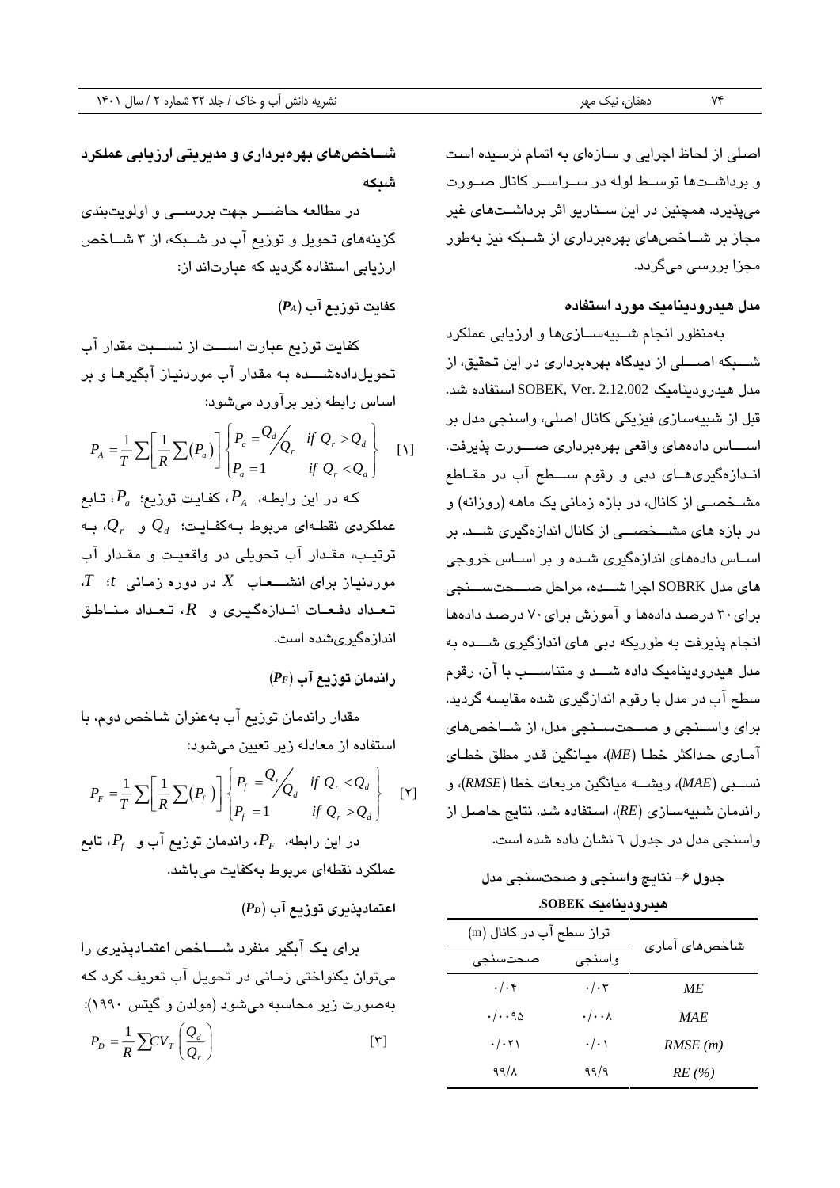اصلی از لحاظ اجرایی و سازه‌ای به اتمام نرسیده است و برداشت‌ها توسط لوله در سراسر کانال صورت می‌پذیرد. همچنین در این سناریو اثر برداشت‌های غیر مجاز بر شاخص‌های بهره‌برداری از شبکه نیز به‌طور مجزا بررسی می‌گردد.

### مدل هیدرودینامیک مورد استفاده

به‌منظور انجام شبیه‌سازی‌ها و ارزیابی عملکرد شبکه اصلی از دیدگاه بهره‌برداری در این تحقیق، از مدل هیدرودینامیک SOBEK, Ver. 2.12.002 استفاده شد. قبل از شبیه‌سازی فیزیکی کانال اصلی، واسنجی مدل بر اساس داده‌های واقعی بهره‌برداری صورت پذیرفت. اندازه‌گیری‌های دبی و رقوم سطح آب در مقاطع مشخصی از کانال، در بازه زمانی یک ماهه (روزانه) و در بازه های مشخصی از کانال اندازه‌گیری شد. بر اساس داده‌های اندازه‌گیری شده و بر اساس خروجی های مدل SOBRK اجرا شده، مراحل صحت‌سنجی برای ۳۰ درصد داده‌ها و آموزش برای ۷۰ درصد داده‌ها انجام پذیرفت به طوریکه دبی های اندازگیری شده به مدل هیدرودینامیک داده شد و متناسب با آن، رقوم سطح آب در مدل با رقوم اندازگیری شده مقایسه گردید. برای واسنجی و صحت‌سنجی مدل، از شاخص‌های آماری حداکثر خطا (*ME*)، میانگین قدر مطلق خطای نسبی (*MAE*)، ریشه میانگین مربعات خطا (*RMSE*)، و راندمان شبیه‌سازی (*RE*)، استفاده شد. نتایج حاصل از واسنجی مدل در جدول ٦ نشان داده شده است.

**جدول ۶- نتایج واسنجی و صحت‌سنجی مدل هیدرودینامیک SOBEK.**

| شاخص‌های آماری | تراز سطح آب در کانال (m) | |
|---|---|---|
| | واسنجی | صحت‌سنجی |
| *ME* | ۰/۰۳ | ۰/۰۴ |
| *MAE* | ۰/۰۰۸ | ۰/۰۰۹۵ |
| *RMSE (m)* | ۰/۰۱ | ۰/۰۲۱ |
| *RE (%)* | ۹۹/۹ | ۹۹/۸ |

### شاخص‌های بهره‌برداری و مدیریتی ارزیابی عملکرد شبکه

در مطالعه حاضر جهت بررسی و اولویت‌بندی گزینه‌های تحویل و توزیع آب در شبکه، از ۳ شاخص ارزیابی استفاده گردید که عبارت‌اند از:

#### کفایت توزیع آب ($P_A$)

کفایت توزیع عبارت است از نسبت مقدار آب تحویل‌داده‌شده به مقدار آب موردنیاز آبگیرها و بر اساس رابطه زیر برآورد می‌شود:

$$P_A = \frac{1}{T}\sum\left[\frac{1}{R}\sum(P_a)\right]\begin{Bmatrix} P_a = {Q_d}/{Q_r} & if\ Q_r > Q_d \\ P_a = 1 & if\ Q_r < Q_d \end{Bmatrix} \quad [1]$$

که در این رابطه، $P_A$، کفایت توزیع؛ $P_a$، تابع عملکردی نقطه‌ای مربوط به‌کفایت؛ $Q_d$ و $Q_r$، به ترتیب، مقدار آب تحویلی در واقعیت و مقدار آب موردنیاز برای انشعاب $X$ در دوره زمانی $t$؛ $T$، تعداد دفعات اندازه‌گیری و $R$، تعداد مناطق اندازه‌گیری‌شده است.

#### راندمان توزیع آب ($P_F$)

مقدار راندمان توزیع آب به‌عنوان شاخص دوم، با استفاده از معادله زیر تعیین می‌شود:

$$P_F = \frac{1}{T}\sum\left[\frac{1}{R}\sum(P_f)\right]\begin{Bmatrix} P_f = {Q_r}/{Q_d} & if\ Q_r < Q_d \\ P_f = 1 & if\ Q_r > Q_d \end{Bmatrix} \quad [2]$$

در این رابطه، $P_F$، راندمان توزیع آب و $P_f$، تابع عملکرد نقطه‌ای مربوط به‌کفایت می‌باشد.

#### اعتمادپذیری توزیع آب ($P_D$)

برای یک آبگیر منفرد شاخص اعتمادپذیری را می‌توان یکنواختی زمانی در تحویل آب تعریف کرد که به‌صورت زیر محاسبه می‌شود (مولدن و گیتس ۱۹۹۰):

$$P_D = \frac{1}{R}\sum CV_T\left(\frac{Q_d}{Q_r}\right) \quad [3]$$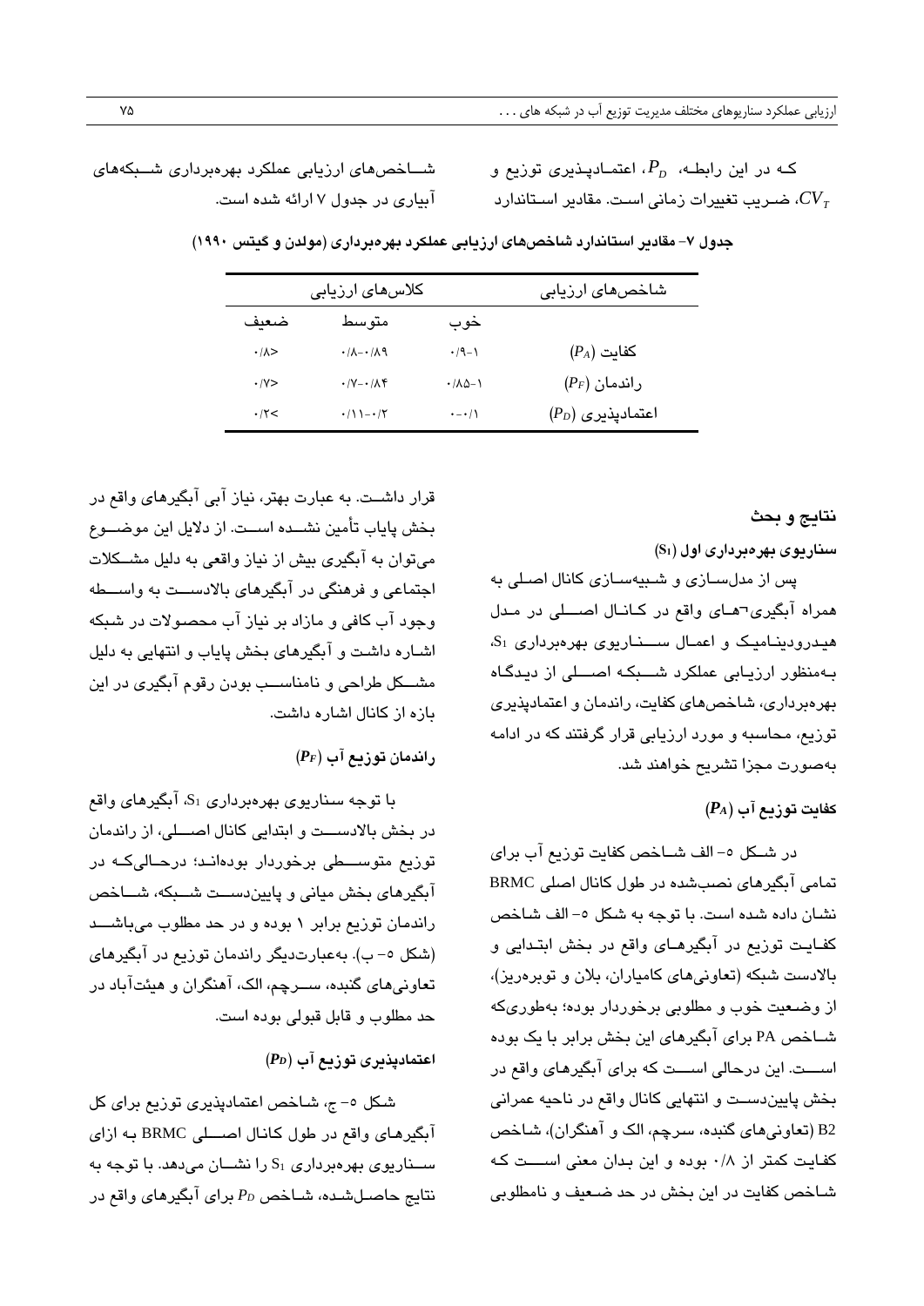که در این رابطه، $P_D$، اعتمادپذیری توزیع و $CV_T$، ضریب تغییرات زمانی است. مقادیر استاندارد شاخص‌های ارزیابی عملکرد بهره‌برداری شبکه‌های آبیاری در جدول ۷ ارائه شده است.

**جدول ۷- مقادیر استاندارد شاخص‌های ارزیابی عملکرد بهره‌برداری (مولدن و گیتس ۱۹۹۰)**

| شاخص‌های ارزیابی | کلاس‌های ارزیابی | | |
|---|---|---|---|
| | خوب | متوسط | ضعیف |
| کفایت ($P_A$) | ۰/۹-۱ | ۰/۸-۰/۸۹ | ۰/۸> |
| راندمان ($P_F$) | ۰/۸۵-۱ | ۰/۷-۰/۸۴ | ۰/۷> |
| اعتمادپذیری ($P_D$) | ۰-۰/۱ | ۰/۱۱-۰/۲ | ۰/۲< |

## نتایج و بحث

### سناریوی بهره‌برداری اول ($S_1$)

پس از مدل‌سازی و شبیه‌سازی کانال اصلی به همراه آبگیری¬های واقع در کانال اصلی در مدل هیدرودینامیک و اعمال سناریوی بهره‌برداری $S_1$، به‌منظور ارزیابی عملکرد شبکه اصلی از دیدگاه بهره‌برداری، شاخص‌های کفایت، راندمان و اعتمادپذیری توزیع، محاسبه و مورد ارزیابی قرار گرفتند که در ادامه به‌صورت مجزا تشریح خواهند شد.

#### کفایت توزیع آب ($P_A$)

در شکل ۵- الف شاخص کفایت توزیع آب برای تمامی آبگیرهای نصب‌شده در طول کانال اصلی BRMC نشان داده شده است. با توجه به شکل ۵- الف شاخص کفایت توزیع در آبگیرهای واقع در بخش ابتدایی و بالادست شبکه (تعاونی‌های کامیاران، بلان و توبره‌ریز)، از وضعیت خوب و مطلوبی برخوردار بوده؛ به‌طوری‌که شاخص PA برای آبگیرهای این بخش برابر با یک بوده است. این درحالی است که برای آبگیرهای واقع در بخش پایین‌دست و انتهایی کانال واقع در ناحیه عمرانی B2 (تعاونی‌های گنبده، سرچم، الک و آهنگران)، شاخص کفایت کمتر از ۰/۸ بوده و این بدان معنی است که شاخص کفایت در این بخش در حد ضعیف و نامطلوبی قرار داشت. به عبارت بهتر، نیاز آبی آبگیرهای واقع در بخش پایاب تأمین نشده است. از دلایل این موضوع می‌توان به آبگیری بیش از نیاز واقعی به دلیل مشکلات اجتماعی و فرهنگی در آبگیرهای بالادست به واسطه وجود آب کافی و مازاد بر نیاز آب محصولات در شبکه اشاره داشت و آبگیرهای بخش پایاب و انتهایی به دلیل مشکل طراحی و نامناسب بودن رقوم آبگیری در این بازه از کانال اشاره داشت.

#### راندمان توزیع آب ($P_F$)

با توجه سناریوی بهره‌برداری $S_1$، آبگیرهای واقع در بخش بالادست و ابتدایی کانال اصلی، از راندمان توزیع متوسطی برخوردار بوده‌اند؛ درحالی‌که در آبگیرهای بخش میانی و پایین‌دست شبکه، شاخص راندمان توزیع برابر ۱ بوده و در حد مطلوب می‌باشد (شکل ۵- ب). به‌عبارت‌دیگر راندمان توزیع در آبگیرهای تعاونی‌های گنبده، سرچم، الک، آهنگران و هیئت‌آباد در حد مطلوب و قابل قبولی بوده است.

#### اعتمادپذیری توزیع آب ($P_D$)

شکل ۵- ج، شاخص اعتمادپذیری توزیع برای کل آبگیرهای واقع در طول کانال اصلی BRMC به ازای سناریوی بهره‌برداری $S_1$ را نشان می‌دهد. با توجه به نتایج حاصل‌شده، شاخص $P_D$ برای آبگیرهای واقع در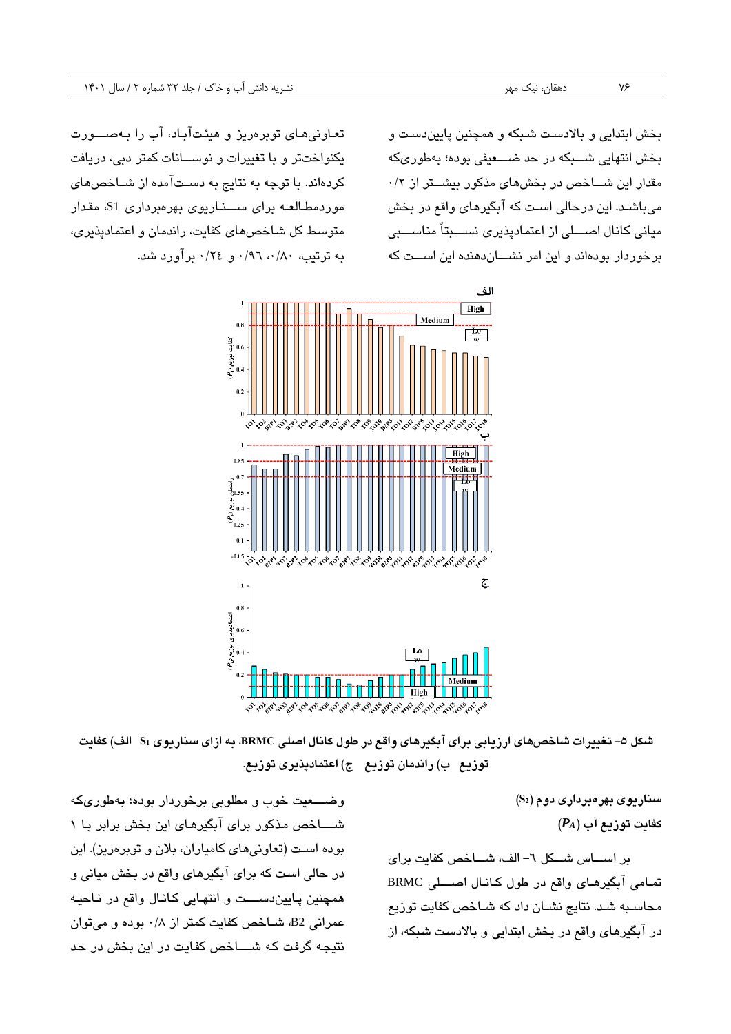بخش ابتدایی و بالادست شبکه و همچنین پایین‌دست و بخش انتهایی شبکه در حد ضعیفی بوده؛ به‌طوری‌که مقدار این شاخص در بخش‌های مذکور بیشتر از ۰/۲ می‌باشد. این درحالی است که آبگیرهای واقع در بخش میانی کانال اصلی از اعتمادپذیری نسبتاً مناسبی برخوردار بوده‌اند و این امر نشان‌دهنده این است که تعاونی‌های توبره‌ریز و هیئت‌آباد، آب را به‌صورت یکنواخت‌تر و با تغییرات و نوسانات کمتر دبی، دریافت کرده‌اند. با توجه به نتایج به دست‌آمده از شاخص‌های موردمطالعه برای سناریوی بهره‌برداری S1، مقدار متوسط کل شاخص‌های کفایت، راندمان و اعتمادپذیری، به ترتیب، ۰/۸۰، ۰/۹۶ و ۰/۲۴ برآورد شد.

**شکل ۵- تغییرات شاخص‌های ارزیابی برای آبگیرهای واقع در طول کانال اصلی BRMC، به ازای سناریوی $S_1$ الف) کفایت توزیع ب) راندمان توزیع ج) اعتمادپذیری توزیع.**

### سناریوی بهره‌برداری دوم ($S_2$)

#### کفایت توزیع آب ($P_A$)

بر اساس شکل ۶- الف، شاخص کفایت برای تمامی آبگیرهای واقع در طول کانال اصلی BRMC محاسبه شد. نتایج نشان داد که شاخص کفایت توزیع در آبگیرهای واقع در بخش ابتدایی و بالادست شبکه، از وضعیت خوب و مطلوبی برخوردار بوده؛ به‌طوری‌که شاخص مذکور برای آبگیرهای این بخش برابر با ۱ بوده است (تعاونی‌های کامیاران، بلان و توبره‌ریز). این در حالی است که برای آبگیرهای واقع در بخش میانی و همچنین پایین‌دست و انتهایی کانال واقع در ناحیه عمرانی B2، شاخص کفایت کمتر از ۰/۸ بوده و می‌توان نتیجه گرفت که شاخص کفایت در این بخش در حد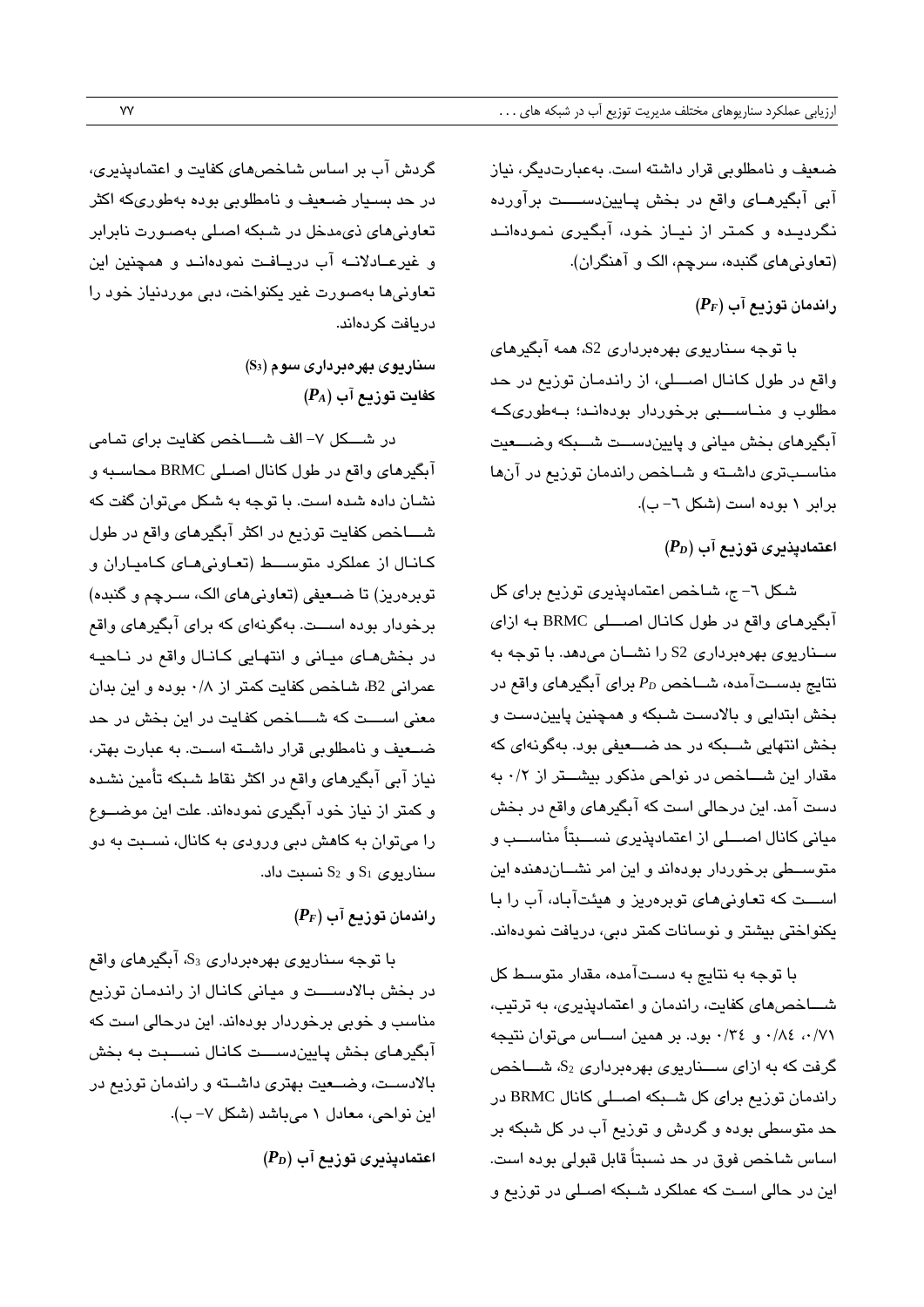ضعیف و نامطلوبی قرار داشته است. به‌عبارت‌دیگر، نیاز آبی آبگیرهای واقع در بخش پایین‌دست برآورده نگردیده و کمتر از نیاز خود، آبگیری نموده‌اند (تعاونی‌های گنبده، سرچم، الک و آهنگران).

#### راندمان توزیع آب ($P_F$)

با توجه سناریوی بهره‌برداری S2، همه آبگیرهای واقع در طول کانال اصلی، از راندمان توزیع در حد مطلوب و مناسبی برخوردار بوده‌اند؛ به‌طوری‌که آبگیرهای بخش میانی و پایین‌دست شبکه وضعیت مناسب‌تری داشته و شاخص راندمان توزیع در آن‌ها برابر ۱ بوده است (شکل ٦- ب).

#### اعتمادپذیری توزیع آب ($P_D$)

شکل ٦- ج، شاخص اعتمادپذیری توزیع برای کل آبگیرهای واقع در طول کانال اصلی BRMC به ازای سناریوی بهره‌برداری S2 را نشان می‌دهد. با توجه به نتایج بدست‌آمده، شاخص $P_D$ برای آبگیرهای واقع در بخش ابتدایی و بالادست شبکه و همچنین پایین‌دست و بخش انتهایی شبکه در حد ضعیفی بود. به‌گونه‌ای که مقدار این شاخص در نواحی مذکور بیشتر از ۰/۲ به دست آمد. این درحالی است که آبگیرهای واقع در بخش میانی کانال اصلی از اعتمادپذیری نسبتاً مناسب و متوسطی برخوردار بوده‌اند و این امر نشان‌دهنده این است که تعاونی‌های توبره‌ریز و هیئت‌آباد، آب را با یکنواختی بیشتر و نوسانات کمتر دبی، دریافت نموده‌اند.

با توجه به نتایج به دست‌آمده، مقدار متوسط کل شاخص‌های کفایت، راندمان و اعتمادپذیری، به ترتیب، ۰/۷۱، ۰/۸٤ و ۰/۳٤ بود. بر همین اساس می‌توان نتیجه گرفت که به ازای سناریوی بهره‌برداری $S_2$، شاخص راندمان توزیع برای کل شبکه اصلی کانال BRMC در حد متوسطی بوده و گردش و توزیع آب در کل شبکه بر اساس شاخص فوق در حد نسبتاً قابل قبولی بوده است. این در حالی است که عملکرد شبکه اصلی در توزیع و گردش آب بر اساس شاخص‌های کفایت و اعتمادپذیری، در حد بسیار ضعیف و نامطلوبی بوده به‌طوری‌که اکثر تعاونی‌های ذی‌مدخل در شبکه اصلی به‌صورت نابرابر و غیرعادلانه آب دریافت نموده‌اند و همچنین این تعاونی‌ها به‌صورت غیر یکنواخت، دبی موردنیاز خود را دریافت کرده‌اند.

### سناریوی بهره‌برداری سوم ($S_3$)

#### کفایت توزیع آب ($P_A$)

در شکل ۷- الف شاخص کفایت برای تمامی آبگیرهای واقع در طول کانال اصلی BRMC محاسبه و نشان داده شده است. با توجه به شکل می‌توان گفت که شاخص کفایت توزیع در اکثر آبگیرهای واقع در طول کانال از عملکرد متوسط (تعاونی‌های کامیاران و توبره‌ریز) تا ضعیفی (تعاونی‌های الک، سرچم و گنبده) برخوردار بوده است. به‌گونه‌ای که برای آبگیرهای واقع در بخش‌های میانی و انتهایی کانال واقع در ناحیه عمرانی B2، شاخص کفایت کمتر از ۰/۸ بوده و این بدان معنی است که شاخص کفایت در این بخش در حد ضعیف و نامطلوبی قرار داشته است. به عبارت بهتر، نیاز آبی آبگیرهای واقع در اکثر نقاط شبکه تأمین نشده و کمتر از نیاز خود آبگیری نموده‌اند. علت این موضوع را می‌توان به کاهش دبی ورودی به کانال، نسبت به دو سناریوی $S_1$ و $S_2$ نسبت داد.

#### راندمان توزیع آب ($P_F$)

با توجه سناریوی بهره‌برداری $S_3$، آبگیرهای واقع در بخش بالادست و میانی کانال از راندمان توزیع مناسب و خوبی برخوردار بوده‌اند. این درحالی است که آبگیرهای بخش پایین‌دست کانال نسبت به بخش بالادست، وضعیت بهتری داشته و راندمان توزیع در این نواحی، معادل ۱ می‌باشد (شکل ۷- ب).

#### اعتمادپذیری توزیع آب ($P_D$)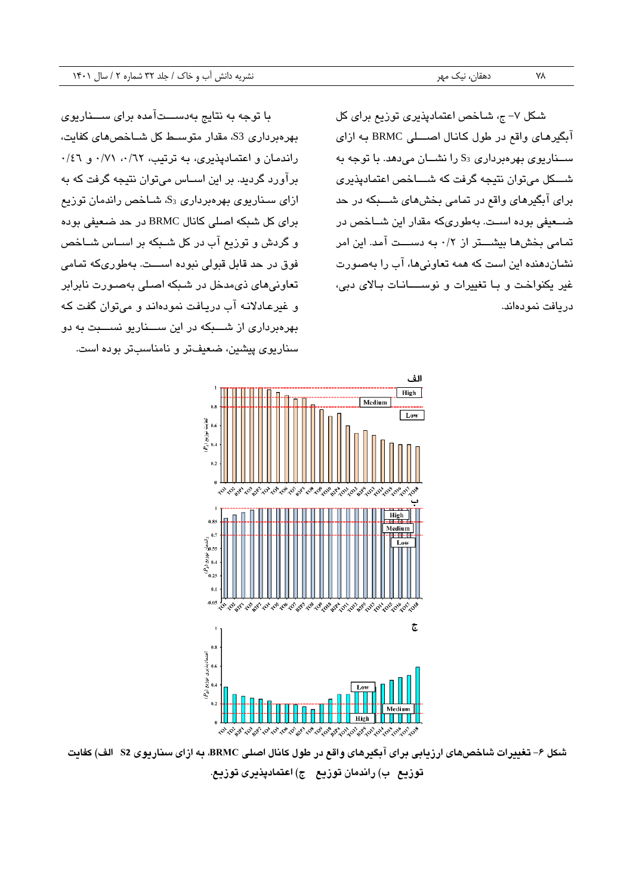شکل ۷- ج، شاخص اعتمادپذیری توزیع برای کل آبگیرهای واقع در طول کانال اصلی BRMC به ازای سناریوی بهره‌برداری $S_3$ را نشان می‌دهد. با توجه به شکل می‌توان نتیجه گرفت که شاخص اعتمادپذیری برای آبگیرهای واقع در تمامی بخش‌های شبکه در حد ضعیفی بوده است. به‌طوری‌که مقدار این شاخص در تمامی بخش‌ها بیشتر از ۰/۲ به دست آمد. این امر نشان‌دهنده این است که همه تعاونی‌ها، آب را به‌صورت غیر یکنواخت و با تغییرات و نوسانات بالای دبی، دریافت نموده‌اند.

با توجه به نتایج به‌دست‌آمده برای سناریوی بهره‌برداری S3، مقدار متوسط کل شاخص‌های کفایت، راندمان و اعتمادپذیری، به ترتیب، ۰/۶۲، ۰/۷۱ و ۰/۴۶ برآورد گردید. بر این اساس می‌توان نتیجه گرفت که به ازای سناریوی بهره‌برداری $S_3$، شاخص راندمان توزیع برای کل شبکه اصلی کانال BRMC در حد ضعیفی بوده و گردش و توزیع آب در کل شبکه بر اساس شاخص فوق در حد قابل قبولی نبوده است. به‌طوری‌که تمامی تعاونی‌های ذی‌مدخل در شبکه اصلی به‌صورت نابرابر و غیرعادلانه آب دریافت نموده‌اند و می‌توان گفت که بهره‌برداری از شبکه در این سناریو نسبت به دو سناریوی پیشین، ضعیف‌تر و نامناسب‌تر بوده است.

**شکل ۶- تغییرات شاخص‌های ارزیابی برای آبگیرهای واقع در طول کانال اصلی BRMC، به ازای سناریوی S2 الف) کفایت توزیع ب) راندمان توزیع ج) اعتمادپذیری توزیع.**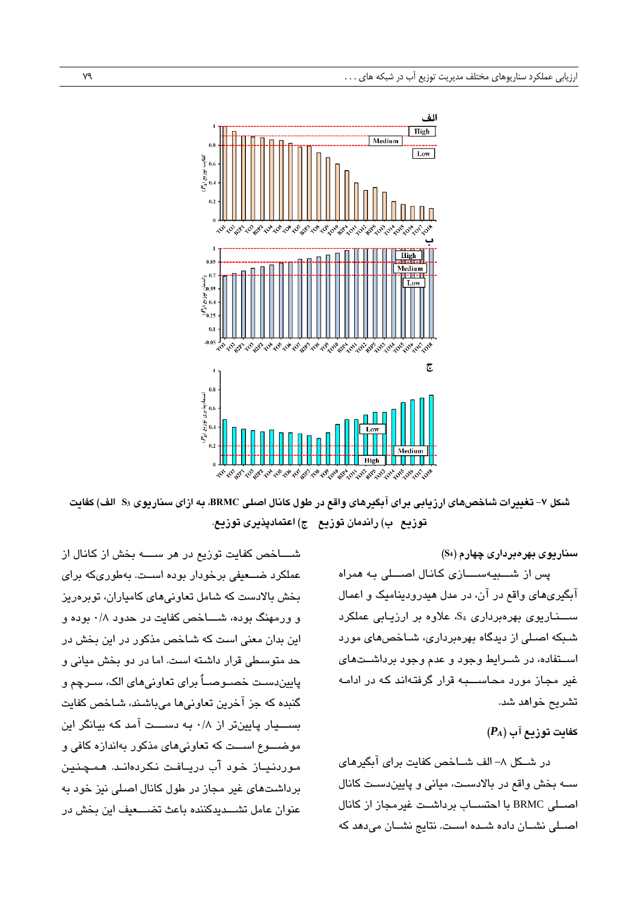شکل ۷- تغییرات شاخص‌های ارزیابی برای آبگیرهای واقع در طول کانال اصلی BRMC، به ازای سناریوی $S_3$ الف) کفایت توزیع ب) راندمان توزیع ج) اعتمادپذیری توزیع.

### سناریوی بهره‌برداری چهارم ($S_4$)

پس از شبیه‌سازی کانال اصلی به همراه آبگیری‌های واقع در آن، در مدل هیدرودینامیک و اعمال سناریوی بهره‌برداری $S_4$، علاوه بر ارزیابی عملکرد شبکه اصلی از دیدگاه بهره‌برداری، شاخص‌های مورد استفاده، در شرایط وجود و عدم وجود برداشت‌های غیر مجاز مورد محاسبه قرار گرفته‌اند که در ادامه تشریح خواهد شد.

#### کفایت توزیع آب ($P_A$)

در شکل ۸- الف شاخص کفایت برای آبگیرهای سه بخش واقع در بالادست، میانی و پایین‌دست کانال اصلی BRMC با احتساب برداشت غیرمجاز از کانال اصلی نشان داده شده است. نتایج نشان می‌دهد که شاخص کفایت توزیع در هر سه بخش از کانال از عملکرد ضعیفی برخوردار بوده است. به‌طوری‌که برای بخش بالادست که شامل تعاونی‌های کامیاران، توبره‌ریز و ورمهنگ بوده، شاخص کفایت در حدود ۰/۸ بوده و این بدان معنی است که شاخص مذکور در این بخش در حد متوسطی قرار داشته است. اما در دو بخش میانی و پایین‌دست خصوصاً برای تعاونی‌های الک، سرچم و گنبده که جز آخرین تعاونی‌ها می‌باشند، شاخص کفایت بسیار پایین‌تر از ۰/۸ به دست آمد که بیانگر این موضوع است که تعاونی‌های مذکور به‌اندازه کافی و موردنیاز خود آب دریافت نکرده‌اند. همچنین برداشت‌های غیر مجاز در طول کانال اصلی نیز خود به عنوان عامل تشدیدکننده باعث تضعیف این بخش در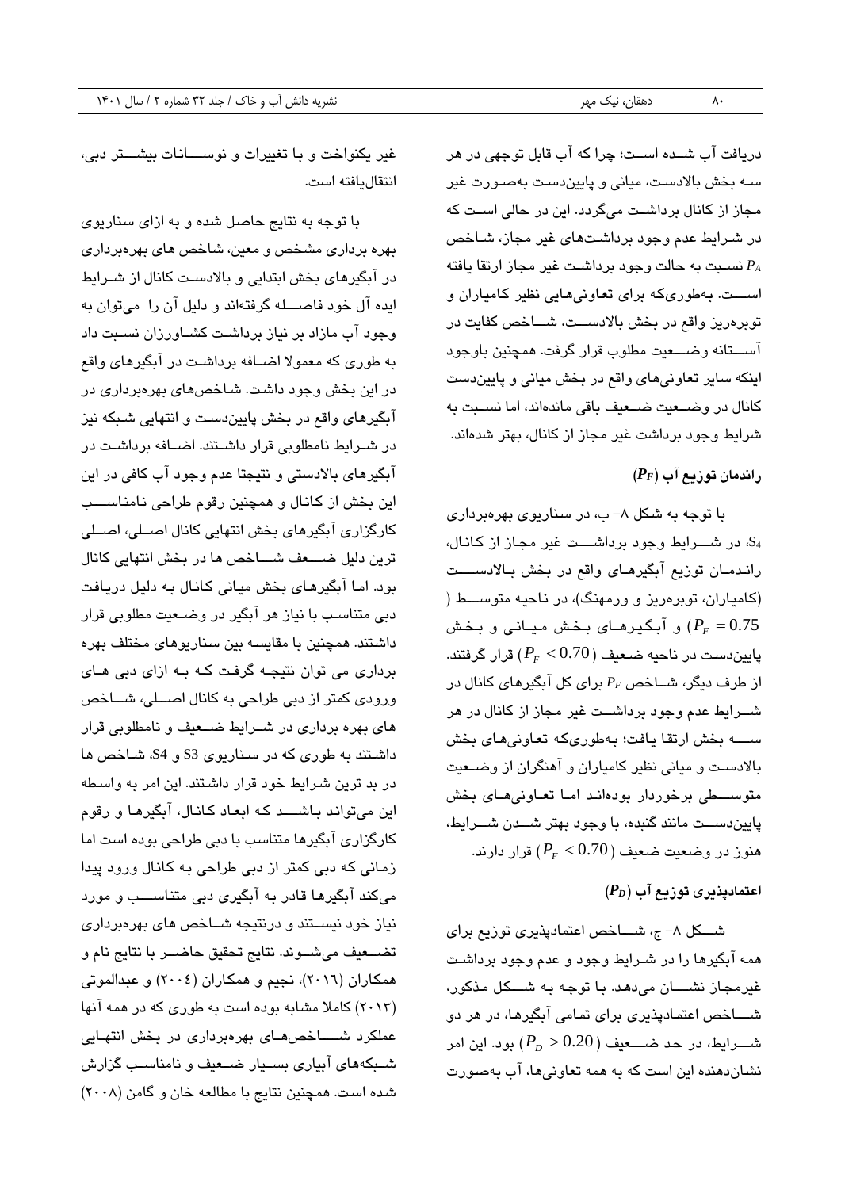دریافت آب شـده اسـت؛ چرا که آب قابل توجهی در هر سه بخش بالادست، میانی و پایین‌دست به‌صورت غیر مجاز از کانال برداشـت می‌گردد. این در حالی اسـت که در شـرایط عدم وجود برداشـت‌های غیر مجاز، شـاخص $P_A$ نسـبت به حالت وجود برداشـت غیر مجاز ارتقا یافته اسـت. به‌طوری‌که برای تعاونی‌هایی نظیر کامیاران و توبره‌ریز واقع در بخش بالادسـت، شـاخص کفایت در آسـتانه وضـعیت مطلوب قرار گرفت. همچنین باوجود اینکه سایر تعاونی‌های واقع در بخش میانی و پایین‌دست کانال در وضـعیت ضـعیف باقی مانده‌اند، اما نسـبت به شرایط وجود برداشت غیر مجاز از کانال، بهتر شده‌اند.

### راندمان توزیع آب ($P_F$)

با توجه به شکل ۸- ب، در سناریوی بهره‌برداری $S_4$، در شـرایط وجود برداشـت غیر مجاز از کانال، رانـدمـان توزیع آبگیرهـای واقع در بخش بـالادسـت (کامیاران، توبره‌ریز و ورمهنگ)، در ناحیه متوسـط ($P_F = 0.75$) و آبگیرهـای بخش میـانی و بخش پایین‌دست در ناحیه ضـعیف ($P_F < 0.70$) قرار گرفتند. از طرف دیگر، شـاخص $P_F$ برای کل آبگیرهای کانال در شـرایط عدم وجود برداشـت غیر مجاز از کانال در هر سـه بخش ارتقا یافت؛ به‌طوری‌که تعاونی‌های بخش بالادست و میانی نظیر کامیاران و آهنگران از وضـعیت متوسـطی برخوردار بوده‌اند امـا تعـاونی‌هـای بخش پایین‌دسـت مانند گنبده، با وجود بهتر شـدن شـرایط، هنوز در وضعیت ضعیف ($P_F < 0.70$) قرار دارند.

### اعتمادپذیری توزیع آب ($P_D$)

شـکل ۸- ج، شـاخص اعتمادپذیری توزیع برای همه آبگیرها را در شـرایط وجود و عدم وجود برداشـت غیرمجاز نشـان می‌دهد. با توجه به شـکل مذکور، شـاخص اعتمادپذیری برای تمامی آبگیرها، در هر دو شـرایط، در حد ضـعیف ($P_D > 0.20$) بود. این امر نشان‌دهنده این است که به همه تعاونی‌ها، آب به‌صورت غیر یکنواخت و با تغییرات و نوسـانات بیشـتر دبی، انتقال‌یافته است.

با توجه به نتایج حاصل شده و به ازای سناریوی بهره برداری مشخص و معین، شاخص های بهره‌برداری در آبگیرهای بخش ابتدایی و بالادسـت کانال از شـرایط ایده آل خود فاصـله گرفته‌اند و دلیل آن را می‌توان به وجود آب مازاد بر نیاز برداشـت کشـاورزان نسـبت داد به طوری که معمولا اضـافه برداشـت در آبگیرهای واقع در این بخش وجود داشت. شاخص‌های بهره‌برداری در آبگیرهای واقع در بخش پایین‌دست و انتهایی شبکه نیز در شـرایط نامطلوبی قرار داشـتند. اضـافه برداشـت در آبگیرهای بالادستی و نتیجتا عدم وجود آب کافی در این بخش از کانال و همچنین رقوم طراحی نامناسـب کارگزاری آبگیرهای بخش انتهایی کانال اصـلی، اصـلی ترین دلیل ضـعف شـاخص ها در بخش انتهایی کانال بود. اما آبگیرهای بخش میانی کانال به دلیل دریافت دبی متناسب با نیاز هر آبگیر در وضـعیت مطلوبی قرار داشتند. همچنین با مقایسه بین سناریوهای مختلف بهره برداری می توان نتیجـه گرفت کـه بـه ازای دبی هـای ورودی کمتر از دبی طراحی به کانال اصـلی، شـاخص های بهره برداری در شـرایط ضـعیف و نامطلوبی قرار داشـتند به طوری که در سـناریوی S3 و S4، شـاخص ها در بد ترین شـرایط خود قرار داشـتند. این امر به واسطه این می‌تواند بـاشـد که ابعاد کـانـال، آبگیرهـا و رقوم کارگزاری آبگیرها متناسب با دبی طراحی بوده است اما زمانی که دبی کمتر از دبی طراحی به کانال ورود پیدا می‌کند آبگیرها قادر به آبگیری دبی متناسـب و مورد نیاز خود نیسـتند و درنتیجه شـاخص های بهره‌برداری تضـعیف می‌شـوند. نتایج تحقیق حاضـر با نتایج نام و همکاران (۲۰۱۶)، نجیم و همکاران (۲۰۰۴) و عبدالموتی (۲۰۱۳) کاملا مشابه بوده است به طوری که در همه آنها عملکرد شـاخص‌هـای بهره‌برداری در بخش انتهـایی شـبکه‌های آبیاری بسـیار ضـعیف و نامناسـب گزارش شده است. همچنین نتایج با مطالعه خان و گامن (۲۰۰۸)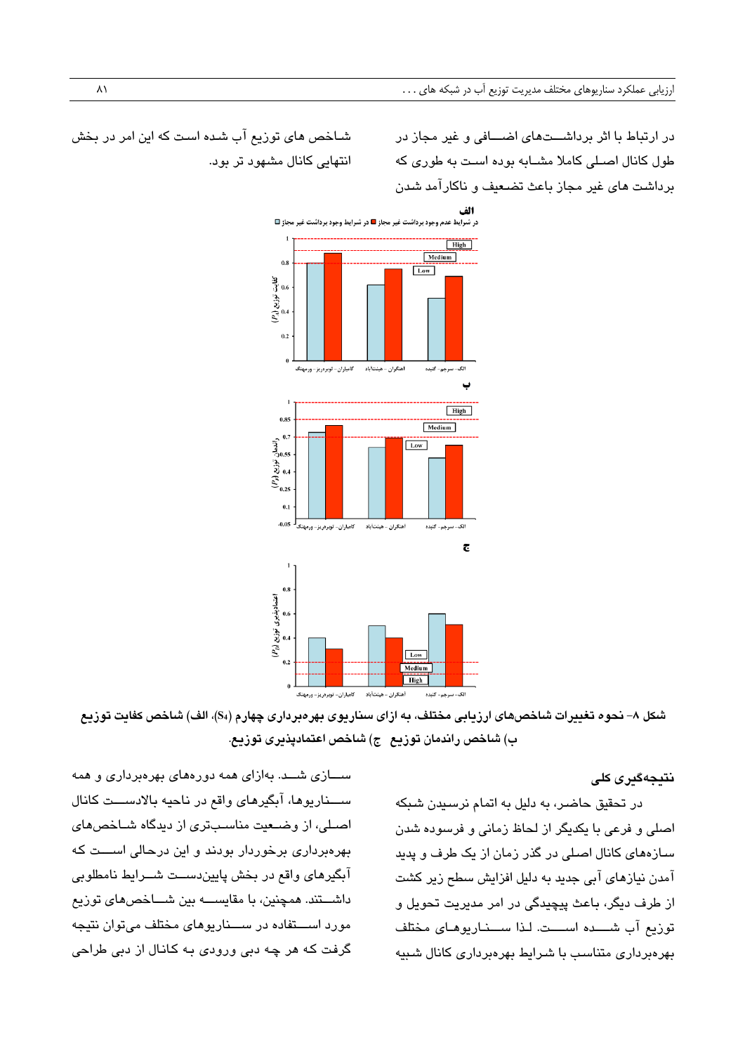در ارتباط با اثر برداشت‌های اضافی و غیر مجاز در طول کانال اصلی کاملا مشابه بوده است به طوری که برداشت های غیر مجاز باعث تضعیف و ناکارآمد شدن شاخص های توزیع آب شده است که این امر در بخش انتهایی کانال مشهود تر بود.

شکل ۸- نحوه تغییرات شاخص‌های ارزیابی مختلف، به ازای سناریوی بهره‌برداری چهارم ($S_4$)، الف) شاخص کفایت توزیع ب) شاخص راندمان توزیع ج) شاخص اعتمادپذیری توزیع.

## نتیجه‌گیری کلی

در تحقیق حاضر، به دلیل به اتمام نرسیدن شبکه اصلی و فرعی با یکدیگر از لحاظ زمانی و فرسوده شدن سازه‌های کانال اصلی در گذر زمان از یک طرف و پدید آمدن نیازهای آبی جدید به دلیل افزایش سطح زیر کشت از طرف دیگر، باعث پیچیدگی در امر مدیریت تحویل و توزیع آب شده است. لذا سناریوهای مختلف بهره‌برداری متناسب با شرایط بهره‌برداری کانال شبیه سازی شد. به‌ازای همه دوره‌های بهره‌برداری و همه سناریوها، آبگیرهای واقع در ناحیه بالادست کانال اصلی، از وضعیت مناسب‌تری از دیدگاه شاخص‌های بهره‌برداری برخوردار بودند و این درحالی است که آبگیرهای واقع در بخش پایین‌دست شرایط نامطلوبی داشتند. همچنین، با مقایسه بین شاخص‌های توزیع مورد استفاده در سناریوهای مختلف می‌توان نتیجه گرفت که هر چه دبی ورودی به کانال از دبی طراحی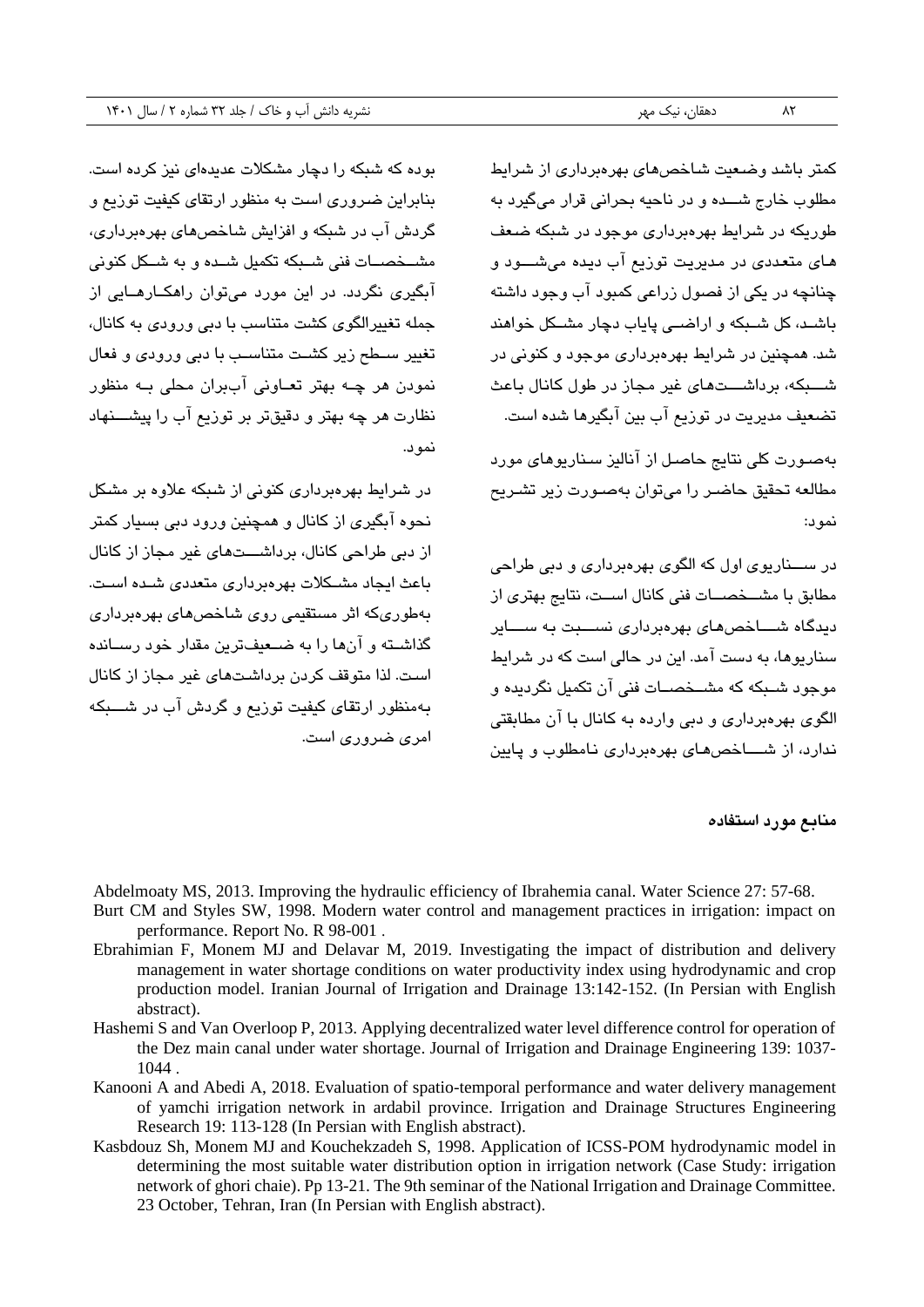کمتر باشد وضعیت شاخص‌های بهره‌برداری از شرایط مطلوب خارج شده و در ناحیه بحرانی قرار می‌گیرد به طوریکه در شرایط بهره‌برداری موجود در شبکه ضعف های متعددی در مدیریت توزیع آب دیده می‌شود و چنانچه در یکی از فصول زراعی کمبود آب وجود داشته باشد، کل شبکه و اراضی پایاب دچار مشکل خواهند شد. همچنین در شرایط بهره‌برداری موجود و کنونی در شبکه، برداشت‌های غیر مجاز در طول کانال باعث تضعیف مدیریت در توزیع آب بین آبگیرها شده است.

به‌صورت کلی نتایج حاصل از آنالیز سناریوهای مورد مطالعه تحقیق حاضر را می‌توان به‌صورت زیر تشریح نمود:

در سناریوی اول که الگوی بهره‌برداری و دبی طراحی مطابق با مشخصات فنی کانال است، نتایج بهتری از دیدگاه شاخص‌های بهره‌برداری نسبت به سایر سناریوها، به دست آمد. این در حالی است که در شرایط موجود شبکه که مشخصات فنی آن تکمیل نگردیده و الگوی بهره‌برداری و دبی وارده به کانال با آن مطابقتی ندارد، از شاخص‌های بهره‌برداری نامطلوب و پایین بوده که شبکه را دچار مشکلات عدیده‌ای نیز کرده است. بنابراین ضروری است به منظور ارتقای کیفیت توزیع و گردش آب در شبکه و افزایش شاخص‌های بهره‌برداری، مشخصات فنی شبکه تکمیل شده و به شکل کنونی آبگیری نگردد. در این مورد می‌توان راهکارهایی از جمله تغییرالگوی کشت متناسب با دبی ورودی به کانال، تغییر سطح زیر کشت متناسب با دبی ورودی و فعال نمودن هر چه بهتر تعاونی آب‌بران محلی به منظور نظارت هر چه بهتر و دقیق‌تر بر توزیع آب را پیشنهاد نمود.

در شرایط بهره‌برداری کنونی از شبکه علاوه بر مشکل نحوه آبگیری از کانال و همچنین ورود دبی بسیار کمتر از دبی طراحی کانال، برداشت‌های غیر مجاز از کانال باعث ایجاد مشکلات بهره‌برداری متعددی شده است. به‌طوری‌که اثر مستقیمی روی شاخص‌های بهره‌برداری گذاشته و آن‌ها را به ضعیف‌ترین مقدار خود رسانده است. لذا متوقف کردن برداشت‌های غیر مجاز از کانال به‌منظور ارتقای کیفیت توزیع و گردش آب در شبکه امری ضروری است.

## منابع مورد استفاده

Abdelmoaty MS, 2013. Improving the hydraulic efficiency of Ibrahemia canal. Water Science 27: 57-68.

Burt CM and Styles SW, 1998. Modern water control and management practices in irrigation: impact on performance. Report No. R 98-001 .

Ebrahimian F, Monem MJ and Delavar M, 2019. Investigating the impact of distribution and delivery management in water shortage conditions on water productivity index using hydrodynamic and crop production model. Iranian Journal of Irrigation and Drainage 13:142-152. (In Persian with English abstract).

Hashemi S and Van Overloop P, 2013. Applying decentralized water level difference control for operation of the Dez main canal under water shortage. Journal of Irrigation and Drainage Engineering 139: 1037-1044 .

Kanooni A and Abedi A, 2018. Evaluation of spatio-temporal performance and water delivery management of yamchi irrigation network in ardabil province. Irrigation and Drainage Structures Engineering Research 19: 113-128 (In Persian with English abstract).

Kasbdouz Sh, Monem MJ and Kouchekzadeh S, 1998. Application of ICSS-POM hydrodynamic model in determining the most suitable water distribution option in irrigation network (Case Study: irrigation network of ghori chaie). Pp 13-21. The 9th seminar of the National Irrigation and Drainage Committee. 23 October, Tehran, Iran (In Persian with English abstract).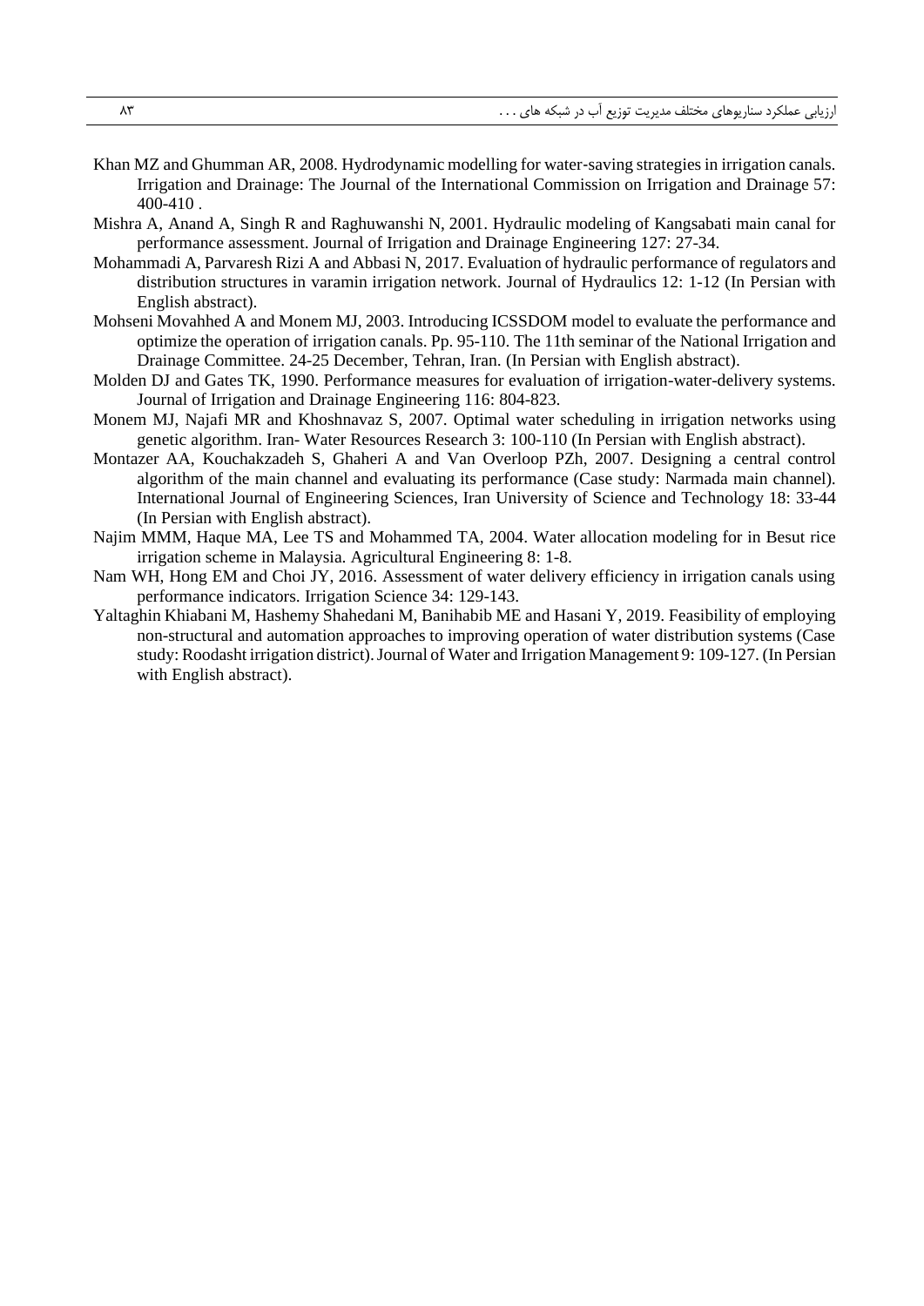Khan MZ and Ghumman AR, 2008. Hydrodynamic modelling for water-saving strategies in irrigation canals. Irrigation and Drainage: The Journal of the International Commission on Irrigation and Drainage 57: 400-410 .

Mishra A, Anand A, Singh R and Raghuwanshi N, 2001. Hydraulic modeling of Kangsabati main canal for performance assessment. Journal of Irrigation and Drainage Engineering 127: 27-34.

Mohammadi A, Parvaresh Rizi A and Abbasi N, 2017. Evaluation of hydraulic performance of regulators and distribution structures in varamin irrigation network. Journal of Hydraulics 12: 1-12 (In Persian with English abstract).

Mohseni Movahhed A and Monem MJ, 2003. Introducing ICSSDOM model to evaluate the performance and optimize the operation of irrigation canals. Pp. 95-110. The 11th seminar of the National Irrigation and Drainage Committee. 24-25 December, Tehran, Iran. (In Persian with English abstract).

Molden DJ and Gates TK, 1990. Performance measures for evaluation of irrigation-water-delivery systems. Journal of Irrigation and Drainage Engineering 116: 804-823.

Monem MJ, Najafi MR and Khoshnavaz S, 2007. Optimal water scheduling in irrigation networks using genetic algorithm. Iran- Water Resources Research 3: 100-110 (In Persian with English abstract).

Montazer AA, Kouchakzadeh S, Ghaheri A and Van Overloop PZh, 2007. Designing a central control algorithm of the main channel and evaluating its performance (Case study: Narmada main channel). International Journal of Engineering Sciences, Iran University of Science and Technology 18: 33-44 (In Persian with English abstract).

Najim MMM, Haque MA, Lee TS and Mohammed TA, 2004. Water allocation modeling for in Besut rice irrigation scheme in Malaysia. Agricultural Engineering 8: 1-8.

Nam WH, Hong EM and Choi JY, 2016. Assessment of water delivery efficiency in irrigation canals using performance indicators. Irrigation Science 34: 129-143.

Yaltaghin Khiabani M, Hashemy Shahedani M, Banihabib ME and Hasani Y, 2019. Feasibility of employing non-structural and automation approaches to improving operation of water distribution systems (Case study: Roodasht irrigation district). Journal of Water and Irrigation Management 9: 109-127. (In Persian with English abstract).